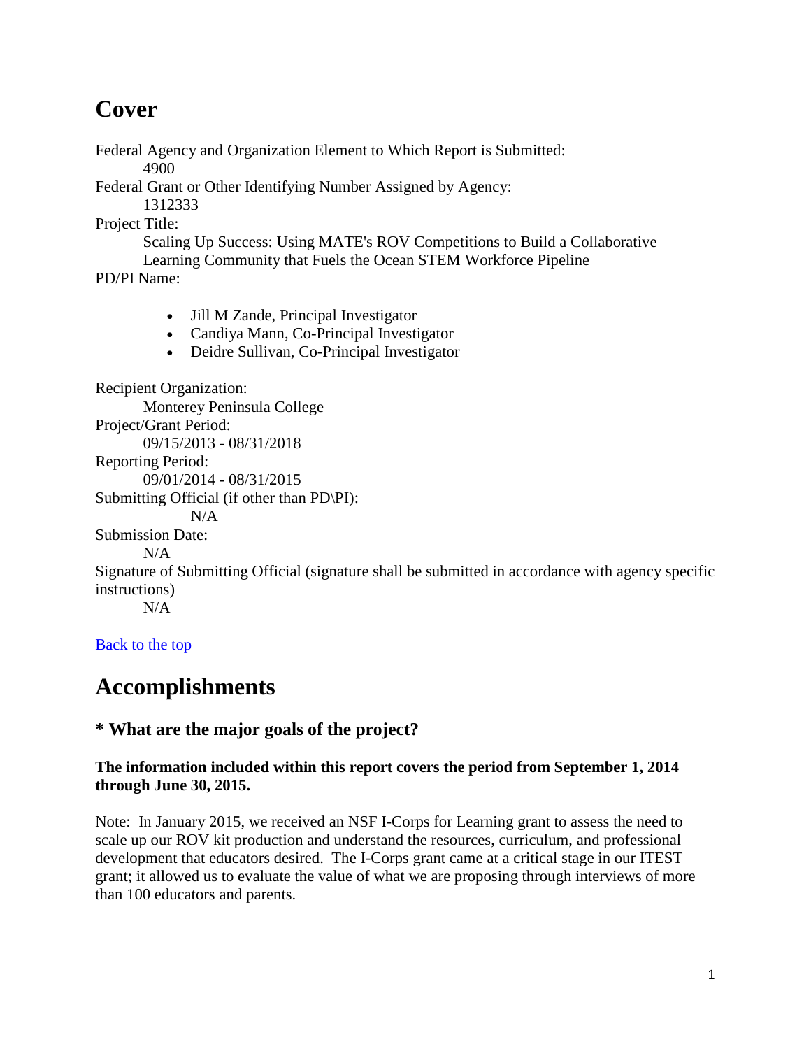# Cover

Federal Agency and Organization Element to Which Report is Submitted:
4900

Federal Grant or Other Identifying Number Assigned by Agency:
1312333

Project Title:
Scaling Up Success: Using MATE's ROV Competitions to Build a Collaborative Learning Community that Fuels the Ocean STEM Workforce Pipeline

PD/PI Name:

- Jill M Zande, Principal Investigator
- Candiya Mann, Co-Principal Investigator
- Deidre Sullivan, Co-Principal Investigator

Recipient Organization:
Monterey Peninsula College

Project/Grant Period:
09/15/2013 - 08/31/2018

Reporting Period:
09/01/2014 - 08/31/2015

Submitting Official (if other than PD\PI):
N/A

Submission Date:
N/A

Signature of Submitting Official (signature shall be submitted in accordance with agency specific instructions)
N/A

[Back to the top]

# Accomplishments

### * What are the major goals of the project?

**The information included within this report covers the period from September 1, 2014 through June 30, 2015.**

Note: In January 2015, we received an NSF I-Corps for Learning grant to assess the need to scale up our ROV kit production and understand the resources, curriculum, and professional development that educators desired. The I-Corps grant came at a critical stage in our ITEST grant; it allowed us to evaluate the value of what we are proposing through interviews of more than 100 educators and parents.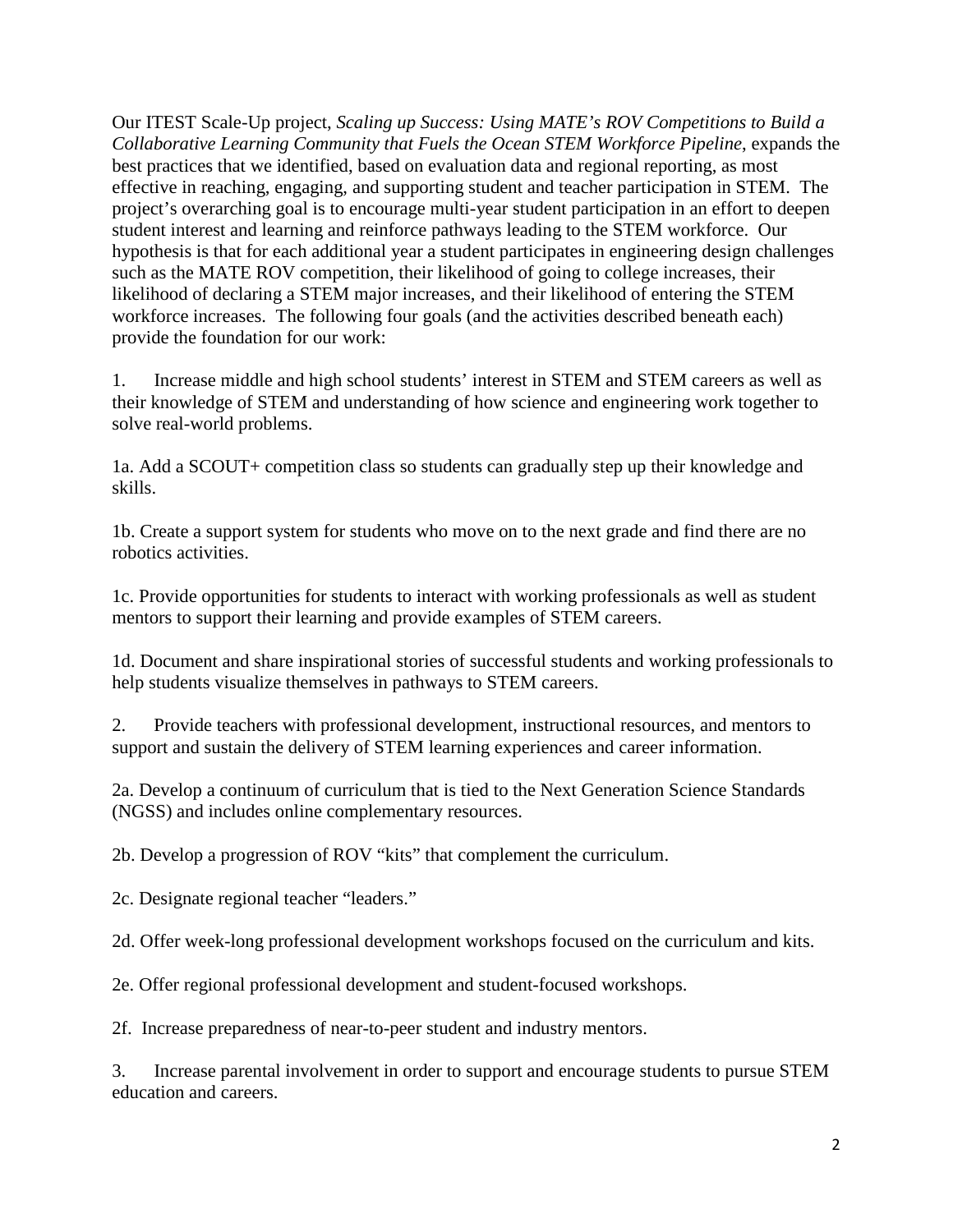Our ITEST Scale-Up project, *Scaling up Success: Using MATE's ROV Competitions to Build a Collaborative Learning Community that Fuels the Ocean STEM Workforce Pipeline*, expands the best practices that we identified, based on evaluation data and regional reporting, as most effective in reaching, engaging, and supporting student and teacher participation in STEM. The project's overarching goal is to encourage multi-year student participation in an effort to deepen student interest and learning and reinforce pathways leading to the STEM workforce. Our hypothesis is that for each additional year a student participates in engineering design challenges such as the MATE ROV competition, their likelihood of going to college increases, their likelihood of declaring a STEM major increases, and their likelihood of entering the STEM workforce increases. The following four goals (and the activities described beneath each) provide the foundation for our work:

1. Increase middle and high school students' interest in STEM and STEM careers as well as their knowledge of STEM and understanding of how science and engineering work together to solve real-world problems.

1a. Add a SCOUT+ competition class so students can gradually step up their knowledge and skills.

1b. Create a support system for students who move on to the next grade and find there are no robotics activities.

1c. Provide opportunities for students to interact with working professionals as well as student mentors to support their learning and provide examples of STEM careers.

1d. Document and share inspirational stories of successful students and working professionals to help students visualize themselves in pathways to STEM careers.

2. Provide teachers with professional development, instructional resources, and mentors to support and sustain the delivery of STEM learning experiences and career information.

2a. Develop a continuum of curriculum that is tied to the Next Generation Science Standards (NGSS) and includes online complementary resources.

2b. Develop a progression of ROV "kits" that complement the curriculum.

2c. Designate regional teacher "leaders."

2d. Offer week-long professional development workshops focused on the curriculum and kits.

2e. Offer regional professional development and student-focused workshops.

2f. Increase preparedness of near-to-peer student and industry mentors.

3. Increase parental involvement in order to support and encourage students to pursue STEM education and careers.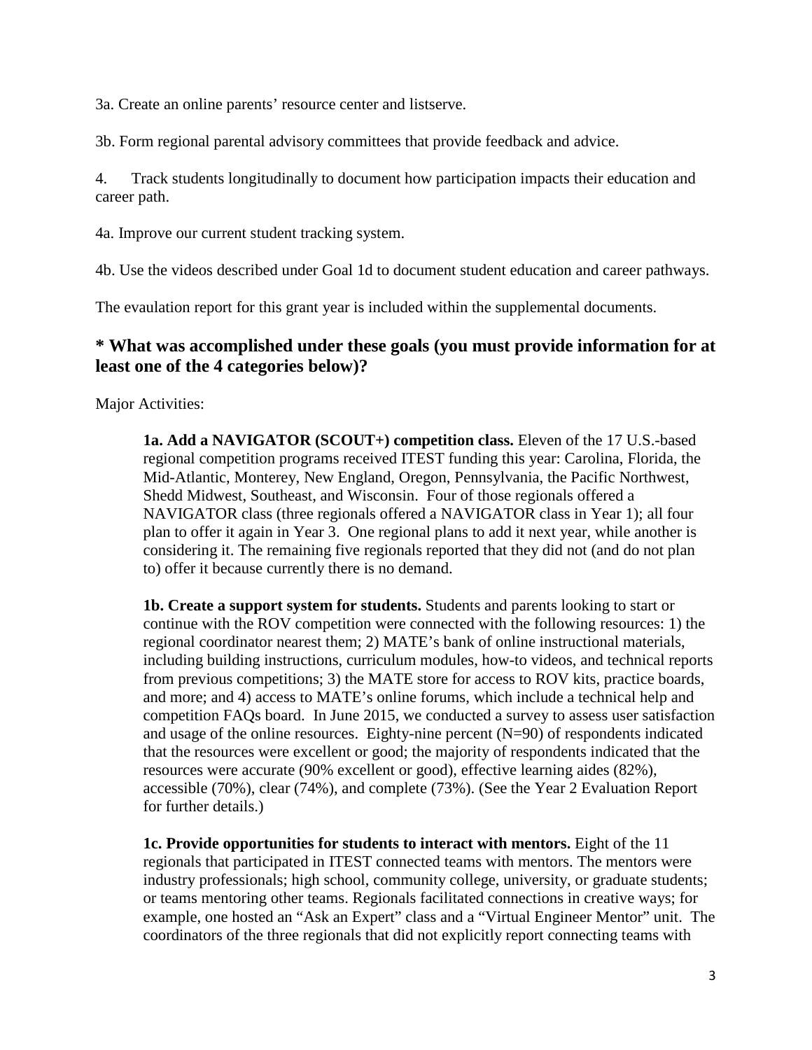3a. Create an online parents' resource center and listserve.

3b. Form regional parental advisory committees that provide feedback and advice.

4. Track students longitudinally to document how participation impacts their education and career path.

4a. Improve our current student tracking system.

4b. Use the videos described under Goal 1d to document student education and career pathways.

The evaulation report for this grant year is included within the supplemental documents.

## * What was accomplished under these goals (you must provide information for at least one of the 4 categories below)?

Major Activities:

> **1a. Add a NAVIGATOR (SCOUT+) competition class.** Eleven of the 17 U.S.-based regional competition programs received ITEST funding this year: Carolina, Florida, the Mid-Atlantic, Monterey, New England, Oregon, Pennsylvania, the Pacific Northwest, Shedd Midwest, Southeast, and Wisconsin. Four of those regionals offered a NAVIGATOR class (three regionals offered a NAVIGATOR class in Year 1); all four plan to offer it again in Year 3. One regional plans to add it next year, while another is considering it. The remaining five regionals reported that they did not (and do not plan to) offer it because currently there is no demand.
>
> **1b. Create a support system for students.** Students and parents looking to start or continue with the ROV competition were connected with the following resources: 1) the regional coordinator nearest them; 2) MATE's bank of online instructional materials, including building instructions, curriculum modules, how-to videos, and technical reports from previous competitions; 3) the MATE store for access to ROV kits, practice boards, and more; and 4) access to MATE's online forums, which include a technical help and competition FAQs board. In June 2015, we conducted a survey to assess user satisfaction and usage of the online resources. Eighty-nine percent (N=90) of respondents indicated that the resources were excellent or good; the majority of respondents indicated that the resources were accurate (90% excellent or good), effective learning aides (82%), accessible (70%), clear (74%), and complete (73%). (See the Year 2 Evaluation Report for further details.)
>
> **1c. Provide opportunities for students to interact with mentors.** Eight of the 11 regionals that participated in ITEST connected teams with mentors. The mentors were industry professionals; high school, community college, university, or graduate students; or teams mentoring other teams. Regionals facilitated connections in creative ways; for example, one hosted an "Ask an Expert" class and a "Virtual Engineer Mentor" unit. The coordinators of the three regionals that did not explicitly report connecting teams with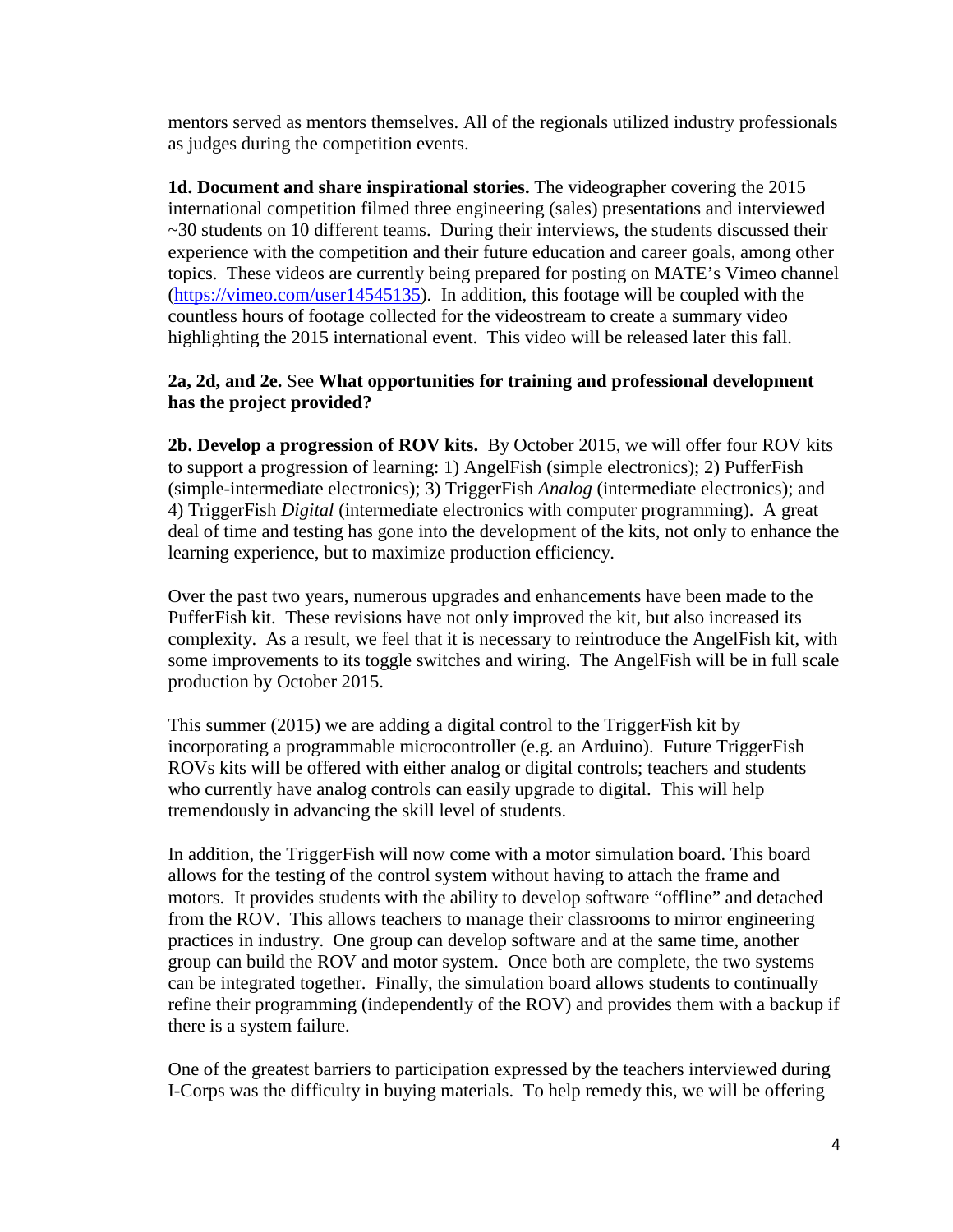mentors served as mentors themselves. All of the regionals utilized industry professionals as judges during the competition events.

**1d. Document and share inspirational stories.** The videographer covering the 2015 international competition filmed three engineering (sales) presentations and interviewed ~30 students on 10 different teams. During their interviews, the students discussed their experience with the competition and their future education and career goals, among other topics. These videos are currently being prepared for posting on MATE's Vimeo channel (https://vimeo.com/user14545135). In addition, this footage will be coupled with the countless hours of footage collected for the videostream to create a summary video highlighting the 2015 international event. This video will be released later this fall.

**2a, 2d, and 2e.** See **What opportunities for training and professional development has the project provided?**

**2b. Develop a progression of ROV kits.** By October 2015, we will offer four ROV kits to support a progression of learning: 1) AngelFish (simple electronics); 2) PufferFish (simple-intermediate electronics); 3) TriggerFish *Analog* (intermediate electronics); and 4) TriggerFish *Digital* (intermediate electronics with computer programming). A great deal of time and testing has gone into the development of the kits, not only to enhance the learning experience, but to maximize production efficiency.

Over the past two years, numerous upgrades and enhancements have been made to the PufferFish kit. These revisions have not only improved the kit, but also increased its complexity. As a result, we feel that it is necessary to reintroduce the AngelFish kit, with some improvements to its toggle switches and wiring. The AngelFish will be in full scale production by October 2015.

This summer (2015) we are adding a digital control to the TriggerFish kit by incorporating a programmable microcontroller (e.g. an Arduino). Future TriggerFish ROVs kits will be offered with either analog or digital controls; teachers and students who currently have analog controls can easily upgrade to digital. This will help tremendously in advancing the skill level of students.

In addition, the TriggerFish will now come with a motor simulation board. This board allows for the testing of the control system without having to attach the frame and motors. It provides students with the ability to develop software "offline" and detached from the ROV. This allows teachers to manage their classrooms to mirror engineering practices in industry. One group can develop software and at the same time, another group can build the ROV and motor system. Once both are complete, the two systems can be integrated together. Finally, the simulation board allows students to continually refine their programming (independently of the ROV) and provides them with a backup if there is a system failure.

One of the greatest barriers to participation expressed by the teachers interviewed during I-Corps was the difficulty in buying materials. To help remedy this, we will be offering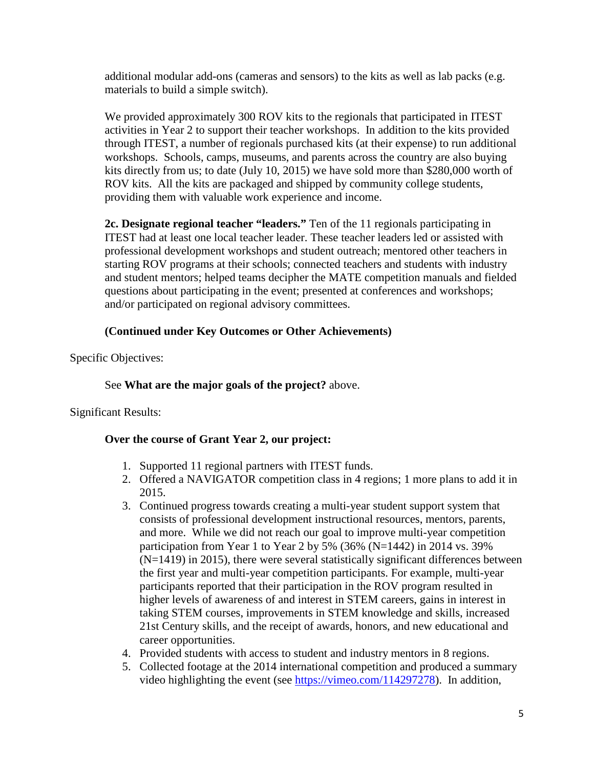additional modular add-ons (cameras and sensors) to the kits as well as lab packs (e.g. materials to build a simple switch).

We provided approximately 300 ROV kits to the regionals that participated in ITEST activities in Year 2 to support their teacher workshops. In addition to the kits provided through ITEST, a number of regionals purchased kits (at their expense) to run additional workshops. Schools, camps, museums, and parents across the country are also buying kits directly from us; to date (July 10, 2015) we have sold more than $280,000 worth of ROV kits. All the kits are packaged and shipped by community college students, providing them with valuable work experience and income.

**2c. Designate regional teacher "leaders."** Ten of the 11 regionals participating in ITEST had at least one local teacher leader. These teacher leaders led or assisted with professional development workshops and student outreach; mentored other teachers in starting ROV programs at their schools; connected teachers and students with industry and student mentors; helped teams decipher the MATE competition manuals and fielded questions about participating in the event; presented at conferences and workshops; and/or participated on regional advisory committees.

**(Continued under Key Outcomes or Other Achievements)**

Specific Objectives:

See **What are the major goals of the project?** above.

Significant Results:

**Over the course of Grant Year 2, our project:**

1. Supported 11 regional partners with ITEST funds.
2. Offered a NAVIGATOR competition class in 4 regions; 1 more plans to add it in 2015.
3. Continued progress towards creating a multi-year student support system that consists of professional development instructional resources, mentors, parents, and more. While we did not reach our goal to improve multi-year competition participation from Year 1 to Year 2 by 5% (36% (N=1442) in 2014 vs. 39% (N=1419) in 2015), there were several statistically significant differences between the first year and multi-year competition participants. For example, multi-year participants reported that their participation in the ROV program resulted in higher levels of awareness of and interest in STEM careers, gains in interest in taking STEM courses, improvements in STEM knowledge and skills, increased 21st Century skills, and the receipt of awards, honors, and new educational and career opportunities.
4. Provided students with access to student and industry mentors in 8 regions.
5. Collected footage at the 2014 international competition and produced a summary video highlighting the event (see https://vimeo.com/114297278). In addition,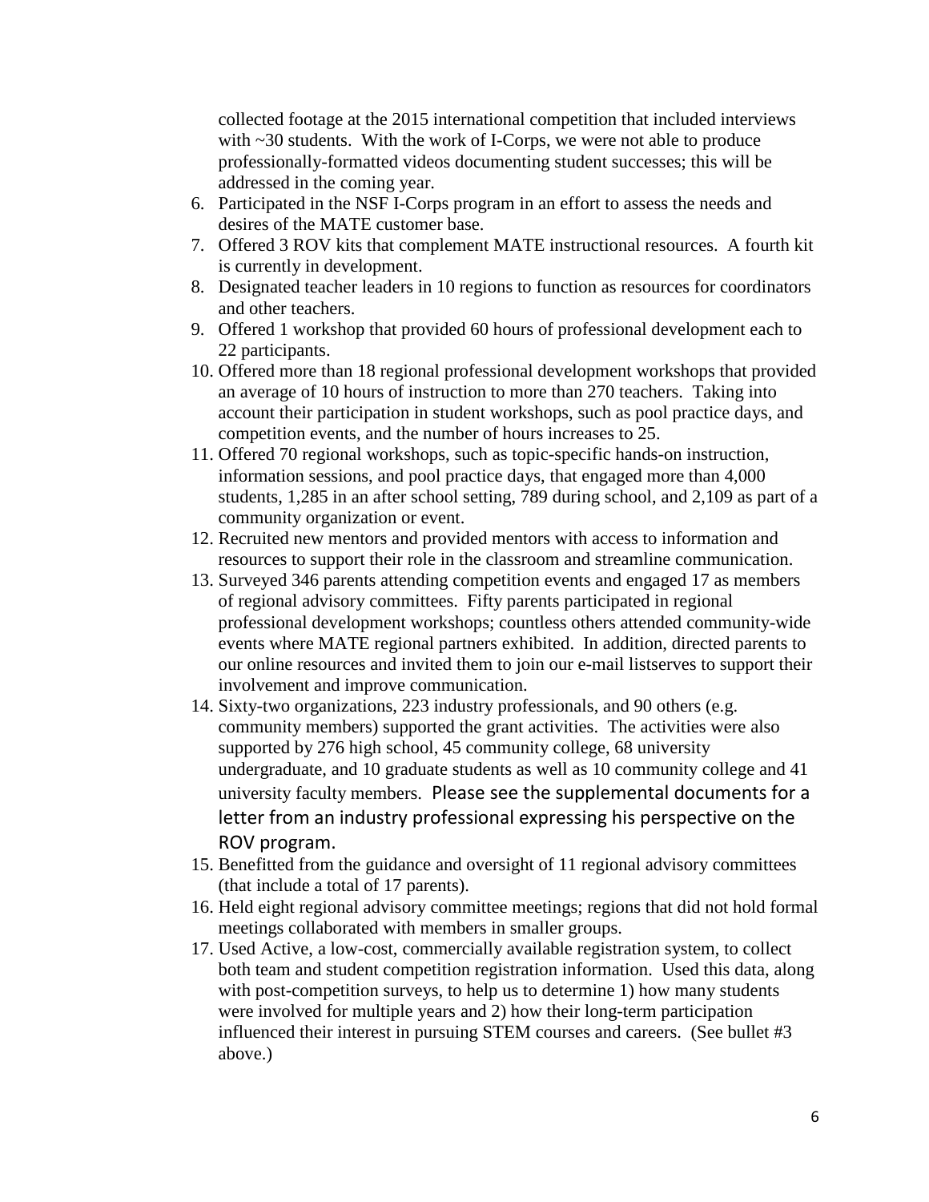collected footage at the 2015 international competition that included interviews with ~30 students. With the work of I-Corps, we were not able to produce professionally-formatted videos documenting student successes; this will be addressed in the coming year.

6. Participated in the NSF I-Corps program in an effort to assess the needs and desires of the MATE customer base.
7. Offered 3 ROV kits that complement MATE instructional resources. A fourth kit is currently in development.
8. Designated teacher leaders in 10 regions to function as resources for coordinators and other teachers.
9. Offered 1 workshop that provided 60 hours of professional development each to 22 participants.
10. Offered more than 18 regional professional development workshops that provided an average of 10 hours of instruction to more than 270 teachers. Taking into account their participation in student workshops, such as pool practice days, and competition events, and the number of hours increases to 25.
11. Offered 70 regional workshops, such as topic-specific hands-on instruction, information sessions, and pool practice days, that engaged more than 4,000 students, 1,285 in an after school setting, 789 during school, and 2,109 as part of a community organization or event.
12. Recruited new mentors and provided mentors with access to information and resources to support their role in the classroom and streamline communication.
13. Surveyed 346 parents attending competition events and engaged 17 as members of regional advisory committees. Fifty parents participated in regional professional development workshops; countless others attended community-wide events where MATE regional partners exhibited. In addition, directed parents to our online resources and invited them to join our e-mail listserves to support their involvement and improve communication.
14. Sixty-two organizations, 223 industry professionals, and 90 others (e.g. community members) supported the grant activities. The activities were also supported by 276 high school, 45 community college, 68 university undergraduate, and 10 graduate students as well as 10 community college and 41 university faculty members. Please see the supplemental documents for a letter from an industry professional expressing his perspective on the ROV program.
15. Benefitted from the guidance and oversight of 11 regional advisory committees (that include a total of 17 parents).
16. Held eight regional advisory committee meetings; regions that did not hold formal meetings collaborated with members in smaller groups.
17. Used Active, a low-cost, commercially available registration system, to collect both team and student competition registration information. Used this data, along with post-competition surveys, to help us to determine 1) how many students were involved for multiple years and 2) how their long-term participation influenced their interest in pursuing STEM courses and careers. (See bullet #3 above.)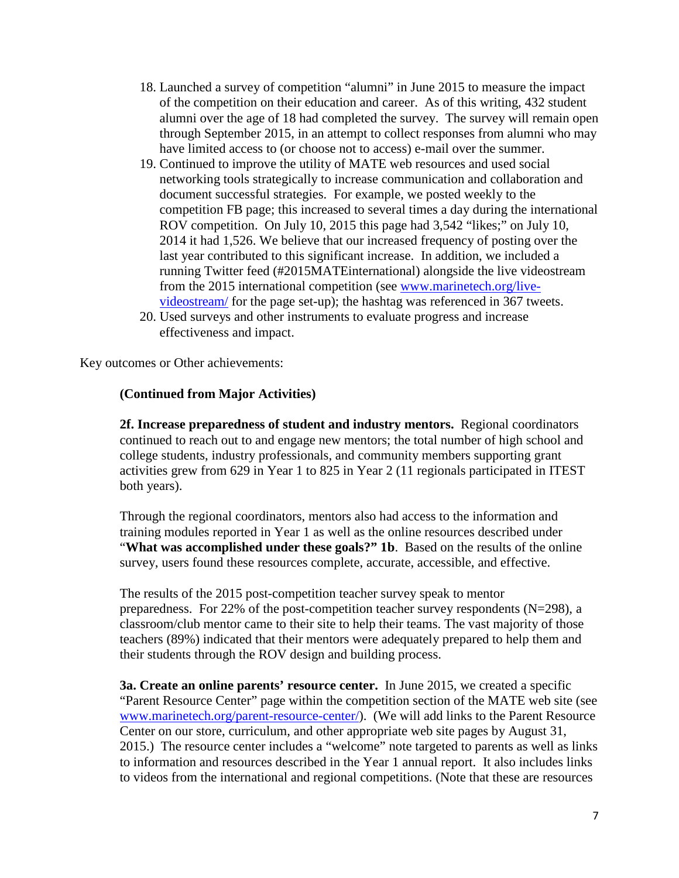18. Launched a survey of competition "alumni" in June 2015 to measure the impact of the competition on their education and career. As of this writing, 432 student alumni over the age of 18 had completed the survey. The survey will remain open through September 2015, in an attempt to collect responses from alumni who may have limited access to (or choose not to access) e-mail over the summer.
19. Continued to improve the utility of MATE web resources and used social networking tools strategically to increase communication and collaboration and document successful strategies. For example, we posted weekly to the competition FB page; this increased to several times a day during the international ROV competition. On July 10, 2015 this page had 3,542 "likes;" on July 10, 2014 it had 1,526. We believe that our increased frequency of posting over the last year contributed to this significant increase. In addition, we included a running Twitter feed (#2015MATEinternational) alongside the live videostream from the 2015 international competition (see [www.marinetech.org/live-videostream/](www.marinetech.org/live-videostream/) for the page set-up); the hashtag was referenced in 367 tweets.
20. Used surveys and other instruments to evaluate progress and increase effectiveness and impact.

Key outcomes or Other achievements:

**(Continued from Major Activities)**

**2f. Increase preparedness of student and industry mentors.** Regional coordinators continued to reach out to and engage new mentors; the total number of high school and college students, industry professionals, and community members supporting grant activities grew from 629 in Year 1 to 825 in Year 2 (11 regionals participated in ITEST both years).

Through the regional coordinators, mentors also had access to the information and training modules reported in Year 1 as well as the online resources described under "**What was accomplished under these goals?" 1b**. Based on the results of the online survey, users found these resources complete, accurate, accessible, and effective.

The results of the 2015 post-competition teacher survey speak to mentor preparedness. For 22% of the post-competition teacher survey respondents (N=298), a classroom/club mentor came to their site to help their teams. The vast majority of those teachers (89%) indicated that their mentors were adequately prepared to help them and their students through the ROV design and building process.

**3a. Create an online parents' resource center.** In June 2015, we created a specific "Parent Resource Center" page within the competition section of the MATE web site (see [www.marinetech.org/parent-resource-center/](www.marinetech.org/parent-resource-center/)). (We will add links to the Parent Resource Center on our store, curriculum, and other appropriate web site pages by August 31, 2015.) The resource center includes a "welcome" note targeted to parents as well as links to information and resources described in the Year 1 annual report. It also includes links to videos from the international and regional competitions. (Note that these are resources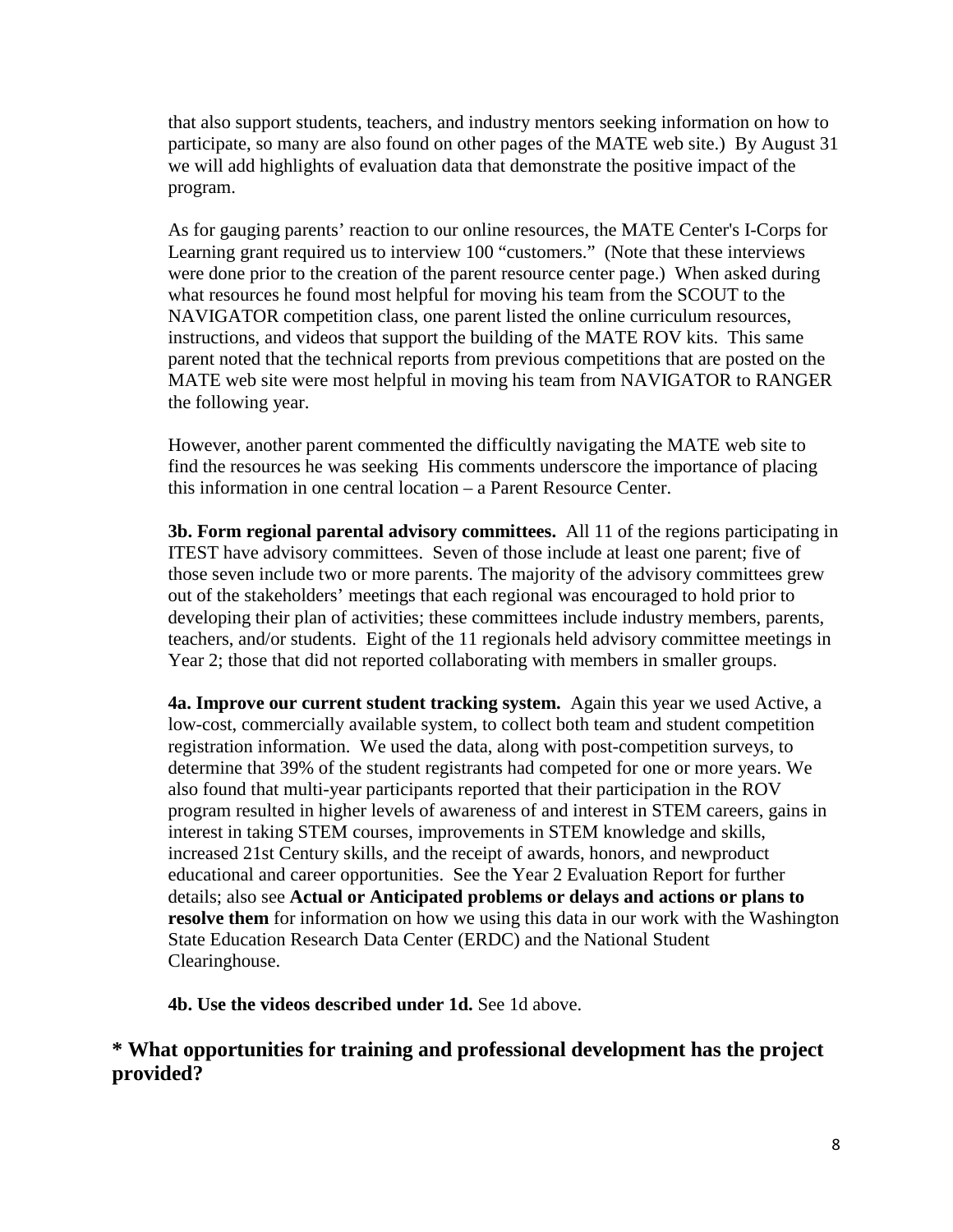that also support students, teachers, and industry mentors seeking information on how to participate, so many are also found on other pages of the MATE web site.) By August 31 we will add highlights of evaluation data that demonstrate the positive impact of the program.

As for gauging parents' reaction to our online resources, the MATE Center's I-Corps for Learning grant required us to interview 100 "customers." (Note that these interviews were done prior to the creation of the parent resource center page.) When asked during what resources he found most helpful for moving his team from the SCOUT to the NAVIGATOR competition class, one parent listed the online curriculum resources, instructions, and videos that support the building of the MATE ROV kits. This same parent noted that the technical reports from previous competitions that are posted on the MATE web site were most helpful in moving his team from NAVIGATOR to RANGER the following year.

However, another parent commented the difficultly navigating the MATE web site to find the resources he was seeking His comments underscore the importance of placing this information in one central location – a Parent Resource Center.

**3b. Form regional parental advisory committees.** All 11 of the regions participating in ITEST have advisory committees. Seven of those include at least one parent; five of those seven include two or more parents. The majority of the advisory committees grew out of the stakeholders' meetings that each regional was encouraged to hold prior to developing their plan of activities; these committees include industry members, parents, teachers, and/or students. Eight of the 11 regionals held advisory committee meetings in Year 2; those that did not reported collaborating with members in smaller groups.

**4a. Improve our current student tracking system.** Again this year we used Active, a low-cost, commercially available system, to collect both team and student competition registration information. We used the data, along with post-competition surveys, to determine that 39% of the student registrants had competed for one or more years. We also found that multi-year participants reported that their participation in the ROV program resulted in higher levels of awareness of and interest in STEM careers, gains in interest in taking STEM courses, improvements in STEM knowledge and skills, increased 21st Century skills, and the receipt of awards, honors, and newproduct educational and career opportunities. See the Year 2 Evaluation Report for further details; also see **Actual or Anticipated problems or delays and actions or plans to resolve them** for information on how we using this data in our work with the Washington State Education Research Data Center (ERDC) and the National Student Clearinghouse.

**4b. Use the videos described under 1d.** See 1d above.

## * What opportunities for training and professional development has the project provided?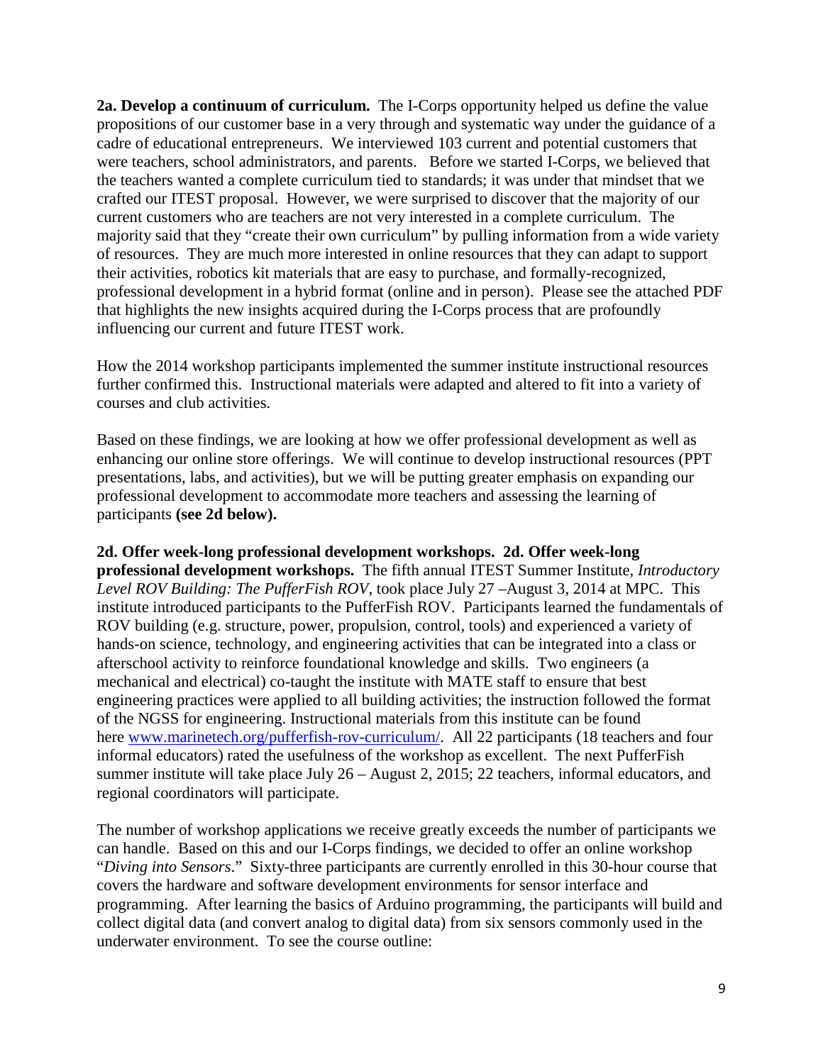**2a. Develop a continuum of curriculum.** The I-Corps opportunity helped us define the value propositions of our customer base in a very through and systematic way under the guidance of a cadre of educational entrepreneurs. We interviewed 103 current and potential customers that were teachers, school administrators, and parents. Before we started I-Corps, we believed that the teachers wanted a complete curriculum tied to standards; it was under that mindset that we crafted our ITEST proposal. However, we were surprised to discover that the majority of our current customers who are teachers are not very interested in a complete curriculum. The majority said that they "create their own curriculum" by pulling information from a wide variety of resources. They are much more interested in online resources that they can adapt to support their activities, robotics kit materials that are easy to purchase, and formally-recognized, professional development in a hybrid format (online and in person). Please see the attached PDF that highlights the new insights acquired during the I-Corps process that are profoundly influencing our current and future ITEST work.

How the 2014 workshop participants implemented the summer institute instructional resources further confirmed this. Instructional materials were adapted and altered to fit into a variety of courses and club activities.

Based on these findings, we are looking at how we offer professional development as well as enhancing our online store offerings. We will continue to develop instructional resources (PPT presentations, labs, and activities), but we will be putting greater emphasis on expanding our professional development to accommodate more teachers and assessing the learning of participants **(see 2d below).**

**2d. Offer week-long professional development workshops. 2d. Offer week-long professional development workshops.** The fifth annual ITEST Summer Institute, *Introductory Level ROV Building: The PufferFish ROV*, took place July 27 –August 3, 2014 at MPC. This institute introduced participants to the PufferFish ROV. Participants learned the fundamentals of ROV building (e.g. structure, power, propulsion, control, tools) and experienced a variety of hands-on science, technology, and engineering activities that can be integrated into a class or afterschool activity to reinforce foundational knowledge and skills. Two engineers (a mechanical and electrical) co-taught the institute with MATE staff to ensure that best engineering practices were applied to all building activities; the instruction followed the format of the NGSS for engineering. Instructional materials from this institute can be found here [www.marinetech.org/pufferfish-rov-curriculum/](www.marinetech.org/pufferfish-rov-curriculum/). All 22 participants (18 teachers and four informal educators) rated the usefulness of the workshop as excellent. The next PufferFish summer institute will take place July 26 – August 2, 2015; 22 teachers, informal educators, and regional coordinators will participate.

The number of workshop applications we receive greatly exceeds the number of participants we can handle. Based on this and our I-Corps findings, we decided to offer an online workshop "*Diving into Sensors*." Sixty-three participants are currently enrolled in this 30-hour course that covers the hardware and software development environments for sensor interface and programming. After learning the basics of Arduino programming, the participants will build and collect digital data (and convert analog to digital data) from six sensors commonly used in the underwater environment. To see the course outline: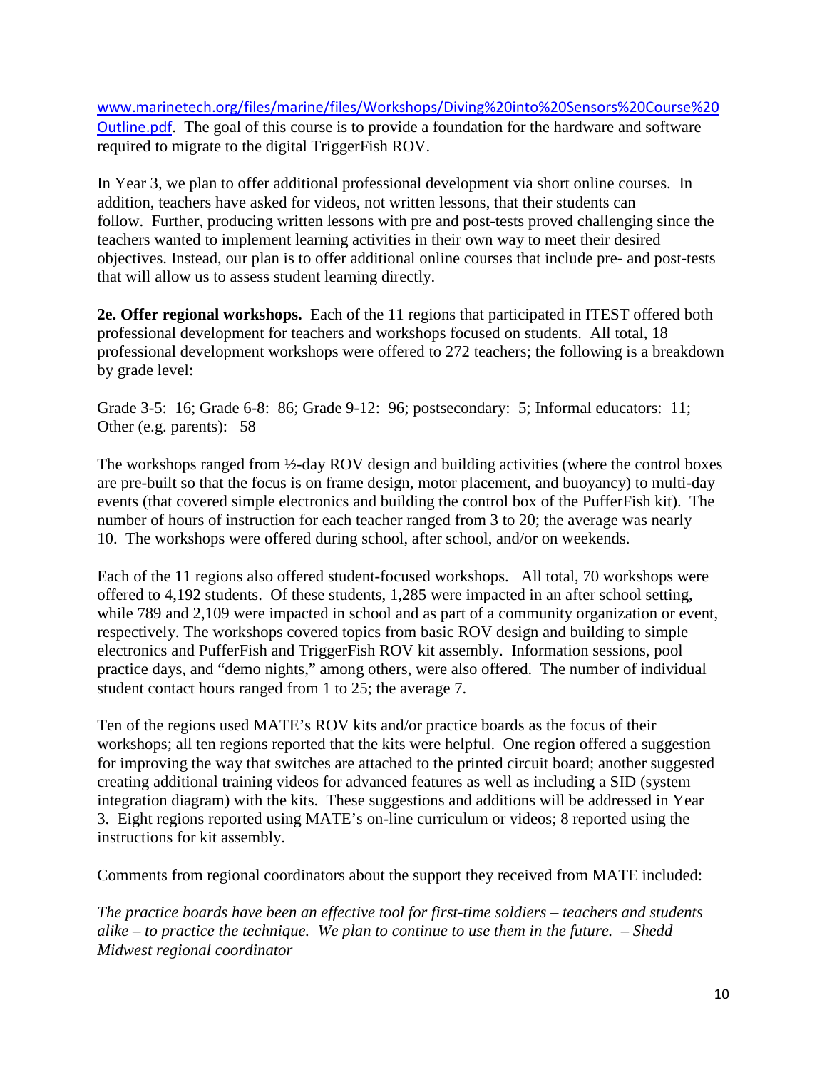[www.marinetech.org/files/marine/files/Workshops/Diving%20into%20Sensors%20Course%20Outline.pdf](www.marinetech.org/files/marine/files/Workshops/Diving%20into%20Sensors%20Course%20Outline.pdf). The goal of this course is to provide a foundation for the hardware and software required to migrate to the digital TriggerFish ROV.

In Year 3, we plan to offer additional professional development via short online courses. In addition, teachers have asked for videos, not written lessons, that their students can follow. Further, producing written lessons with pre and post-tests proved challenging since the teachers wanted to implement learning activities in their own way to meet their desired objectives. Instead, our plan is to offer additional online courses that include pre- and post-tests that will allow us to assess student learning directly.

**2e. Offer regional workshops.** Each of the 11 regions that participated in ITEST offered both professional development for teachers and workshops focused on students. All total, 18 professional development workshops were offered to 272 teachers; the following is a breakdown by grade level:

Grade 3-5: 16; Grade 6-8: 86; Grade 9-12: 96; postsecondary: 5; Informal educators: 11; Other (e.g. parents): 58

The workshops ranged from ½-day ROV design and building activities (where the control boxes are pre-built so that the focus is on frame design, motor placement, and buoyancy) to multi-day events (that covered simple electronics and building the control box of the PufferFish kit). The number of hours of instruction for each teacher ranged from 3 to 20; the average was nearly 10. The workshops were offered during school, after school, and/or on weekends.

Each of the 11 regions also offered student-focused workshops. All total, 70 workshops were offered to 4,192 students. Of these students, 1,285 were impacted in an after school setting, while 789 and 2,109 were impacted in school and as part of a community organization or event, respectively. The workshops covered topics from basic ROV design and building to simple electronics and PufferFish and TriggerFish ROV kit assembly. Information sessions, pool practice days, and "demo nights," among others, were also offered. The number of individual student contact hours ranged from 1 to 25; the average 7.

Ten of the regions used MATE's ROV kits and/or practice boards as the focus of their workshops; all ten regions reported that the kits were helpful. One region offered a suggestion for improving the way that switches are attached to the printed circuit board; another suggested creating additional training videos for advanced features as well as including a SID (system integration diagram) with the kits. These suggestions and additions will be addressed in Year 3. Eight regions reported using MATE's on-line curriculum or videos; 8 reported using the instructions for kit assembly.

Comments from regional coordinators about the support they received from MATE included:

*The practice boards have been an effective tool for first-time soldiers – teachers and students alike – to practice the technique. We plan to continue to use them in the future. – Shedd Midwest regional coordinator*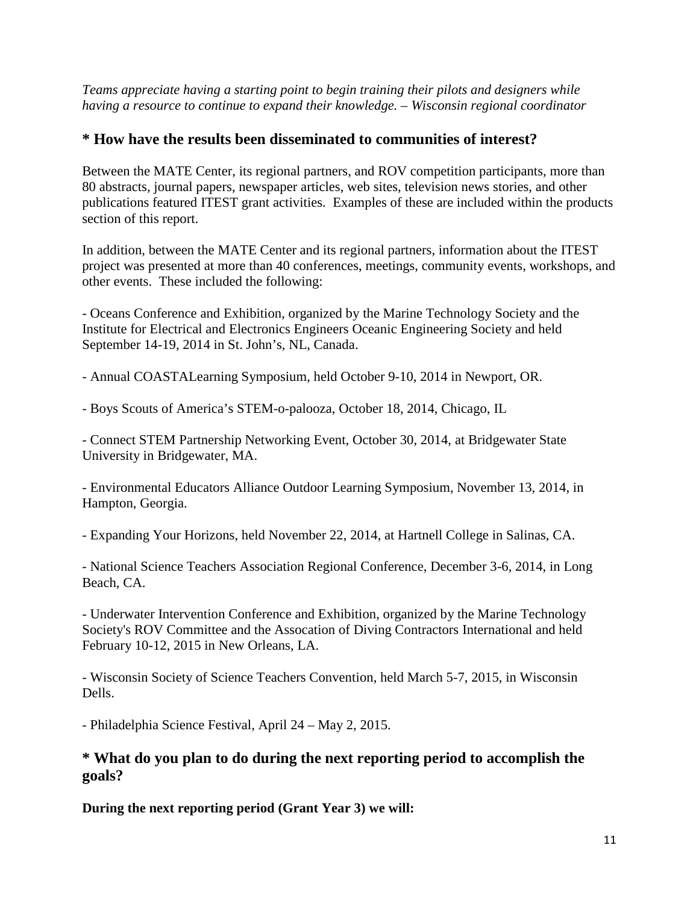*Teams appreciate having a starting point to begin training their pilots and designers while having a resource to continue to expand their knowledge. – Wisconsin regional coordinator*

## * How have the results been disseminated to communities of interest?

Between the MATE Center, its regional partners, and ROV competition participants, more than 80 abstracts, journal papers, newspaper articles, web sites, television news stories, and other publications featured ITEST grant activities. Examples of these are included within the products section of this report.

In addition, between the MATE Center and its regional partners, information about the ITEST project was presented at more than 40 conferences, meetings, community events, workshops, and other events. These included the following:

- Oceans Conference and Exhibition, organized by the Marine Technology Society and the Institute for Electrical and Electronics Engineers Oceanic Engineering Society and held September 14-19, 2014 in St. John's, NL, Canada.

- Annual COASTALearning Symposium, held October 9-10, 2014 in Newport, OR.

- Boys Scouts of America's STEM-o-palooza, October 18, 2014, Chicago, IL

- Connect STEM Partnership Networking Event, October 30, 2014, at Bridgewater State University in Bridgewater, MA.

- Environmental Educators Alliance Outdoor Learning Symposium, November 13, 2014, in Hampton, Georgia.

- Expanding Your Horizons, held November 22, 2014, at Hartnell College in Salinas, CA.

- National Science Teachers Association Regional Conference, December 3-6, 2014, in Long Beach, CA.

- Underwater Intervention Conference and Exhibition, organized by the Marine Technology Society's ROV Committee and the Assocation of Diving Contractors International and held February 10-12, 2015 in New Orleans, LA.

- Wisconsin Society of Science Teachers Convention, held March 5-7, 2015, in Wisconsin Dells.

- Philadelphia Science Festival, April 24 – May 2, 2015.

## * What do you plan to do during the next reporting period to accomplish the goals?

**During the next reporting period (Grant Year 3) we will:**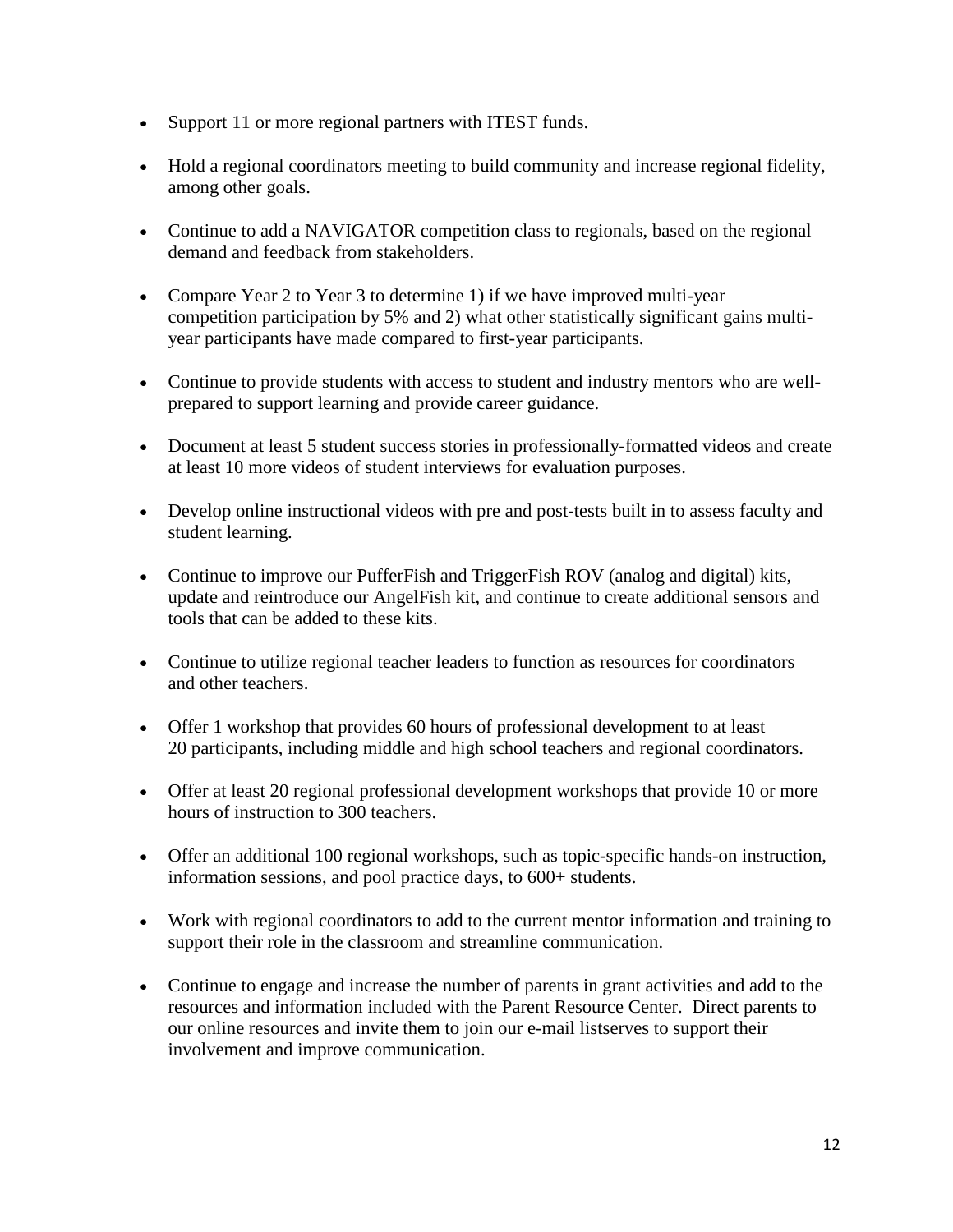- Support 11 or more regional partners with ITEST funds.
- Hold a regional coordinators meeting to build community and increase regional fidelity, among other goals.
- Continue to add a NAVIGATOR competition class to regionals, based on the regional demand and feedback from stakeholders.
- Compare Year 2 to Year 3 to determine 1) if we have improved multi-year competition participation by 5% and 2) what other statistically significant gains multi-year participants have made compared to first-year participants.
- Continue to provide students with access to student and industry mentors who are well-prepared to support learning and provide career guidance.
- Document at least 5 student success stories in professionally-formatted videos and create at least 10 more videos of student interviews for evaluation purposes.
- Develop online instructional videos with pre and post-tests built in to assess faculty and student learning.
- Continue to improve our PufferFish and TriggerFish ROV (analog and digital) kits, update and reintroduce our AngelFish kit, and continue to create additional sensors and tools that can be added to these kits.
- Continue to utilize regional teacher leaders to function as resources for coordinators and other teachers.
- Offer 1 workshop that provides 60 hours of professional development to at least 20 participants, including middle and high school teachers and regional coordinators.
- Offer at least 20 regional professional development workshops that provide 10 or more hours of instruction to 300 teachers.
- Offer an additional 100 regional workshops, such as topic-specific hands-on instruction, information sessions, and pool practice days, to 600+ students.
- Work with regional coordinators to add to the current mentor information and training to support their role in the classroom and streamline communication.
- Continue to engage and increase the number of parents in grant activities and add to the resources and information included with the Parent Resource Center. Direct parents to our online resources and invite them to join our e-mail listserves to support their involvement and improve communication.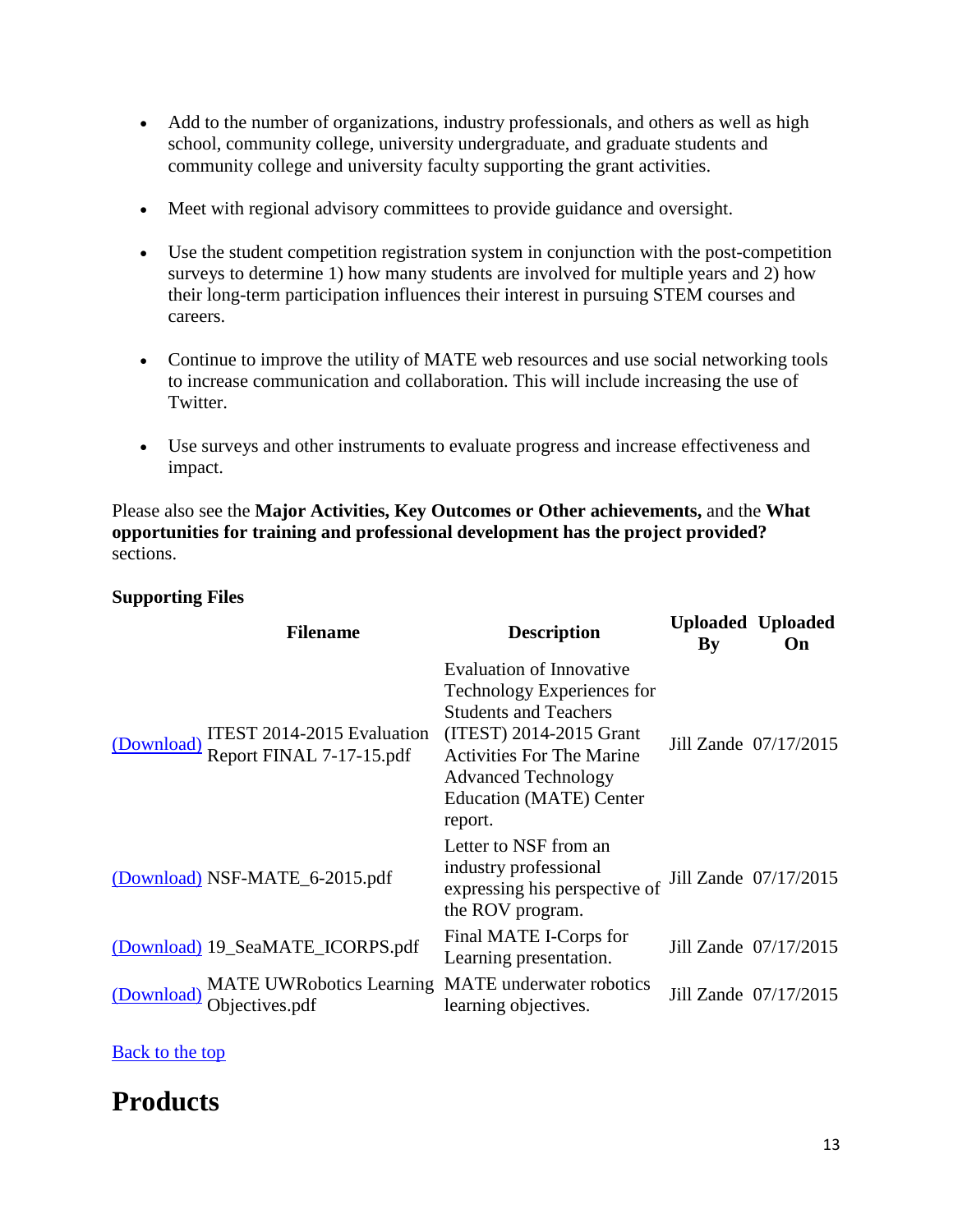- Add to the number of organizations, industry professionals, and others as well as high school, community college, university undergraduate, and graduate students and community college and university faculty supporting the grant activities.

- Meet with regional advisory committees to provide guidance and oversight.

- Use the student competition registration system in conjunction with the post-competition surveys to determine 1) how many students are involved for multiple years and 2) how their long-term participation influences their interest in pursuing STEM courses and careers.

- Continue to improve the utility of MATE web resources and use social networking tools to increase communication and collaboration. This will include increasing the use of Twitter.

- Use surveys and other instruments to evaluate progress and increase effectiveness and impact.

Please also see the **Major Activities, Key Outcomes or Other achievements,** and the **What opportunities for training and professional development has the project provided?** sections.

**Supporting Files**

| | Filename | Description | Uploaded By | Uploaded On |
|---|---|---|---|---|
| (Download) | ITEST 2014-2015 Evaluation Report FINAL 7-17-15.pdf | Evaluation of Innovative Technology Experiences for Students and Teachers (ITEST) 2014-2015 Grant Activities For The Marine Advanced Technology Education (MATE) Center report. | Jill Zande | 07/17/2015 |
| (Download) | NSF-MATE_6-2015.pdf | Letter to NSF from an industry professional expressing his perspective of the ROV program. | Jill Zande | 07/17/2015 |
| (Download) | 19_SeaMATE_ICORPS.pdf | Final MATE I-Corps for Learning presentation. | Jill Zande | 07/17/2015 |
| (Download) | MATE UWRobotics Learning Objectives.pdf | MATE underwater robotics learning objectives. | Jill Zande | 07/17/2015 |

Back to the top

# Products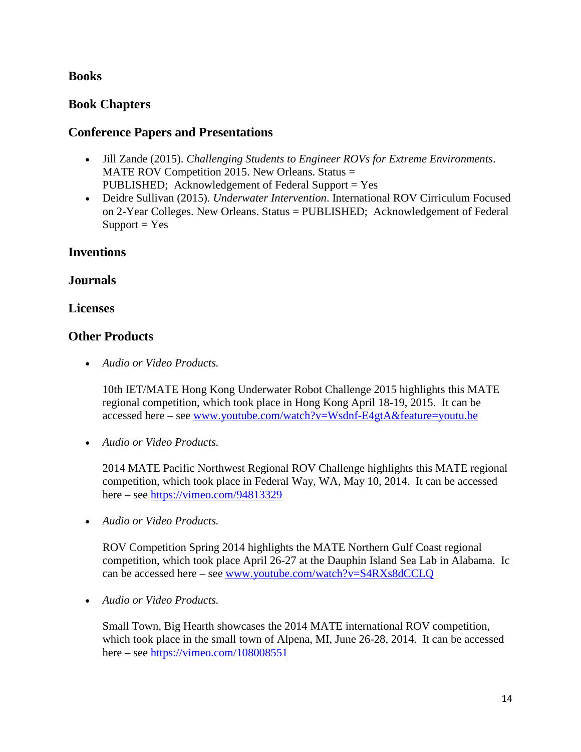## Books

## Book Chapters

## Conference Papers and Presentations

- Jill Zande (2015). *Challenging Students to Engineer ROVs for Extreme Environments*. MATE ROV Competition 2015. New Orleans. Status = PUBLISHED; Acknowledgement of Federal Support = Yes
- Deidre Sullivan (2015). *Underwater Intervention*. International ROV Cirriculum Focused on 2-Year Colleges. New Orleans. Status = PUBLISHED; Acknowledgement of Federal Support = Yes

## Inventions

## Journals

## Licenses

## Other Products

- *Audio or Video Products.*

  10th IET/MATE Hong Kong Underwater Robot Challenge 2015 highlights this MATE regional competition, which took place in Hong Kong April 18-19, 2015. It can be accessed here – see www.youtube.com/watch?v=Wsdnf-E4gtA&feature=youtu.be

- *Audio or Video Products.*

  2014 MATE Pacific Northwest Regional ROV Challenge highlights this MATE regional competition, which took place in Federal Way, WA, May 10, 2014. It can be accessed here – see https://vimeo.com/94813329

- *Audio or Video Products.*

  ROV Competition Spring 2014 highlights the MATE Northern Gulf Coast regional competition, which took place April 26-27 at the Dauphin Island Sea Lab in Alabama. Ic can be accessed here – see www.youtube.com/watch?v=S4RXs8dCCLQ

- *Audio or Video Products.*

  Small Town, Big Hearth showcases the 2014 MATE international ROV competition, which took place in the small town of Alpena, MI, June 26-28, 2014. It can be accessed here – see https://vimeo.com/108008551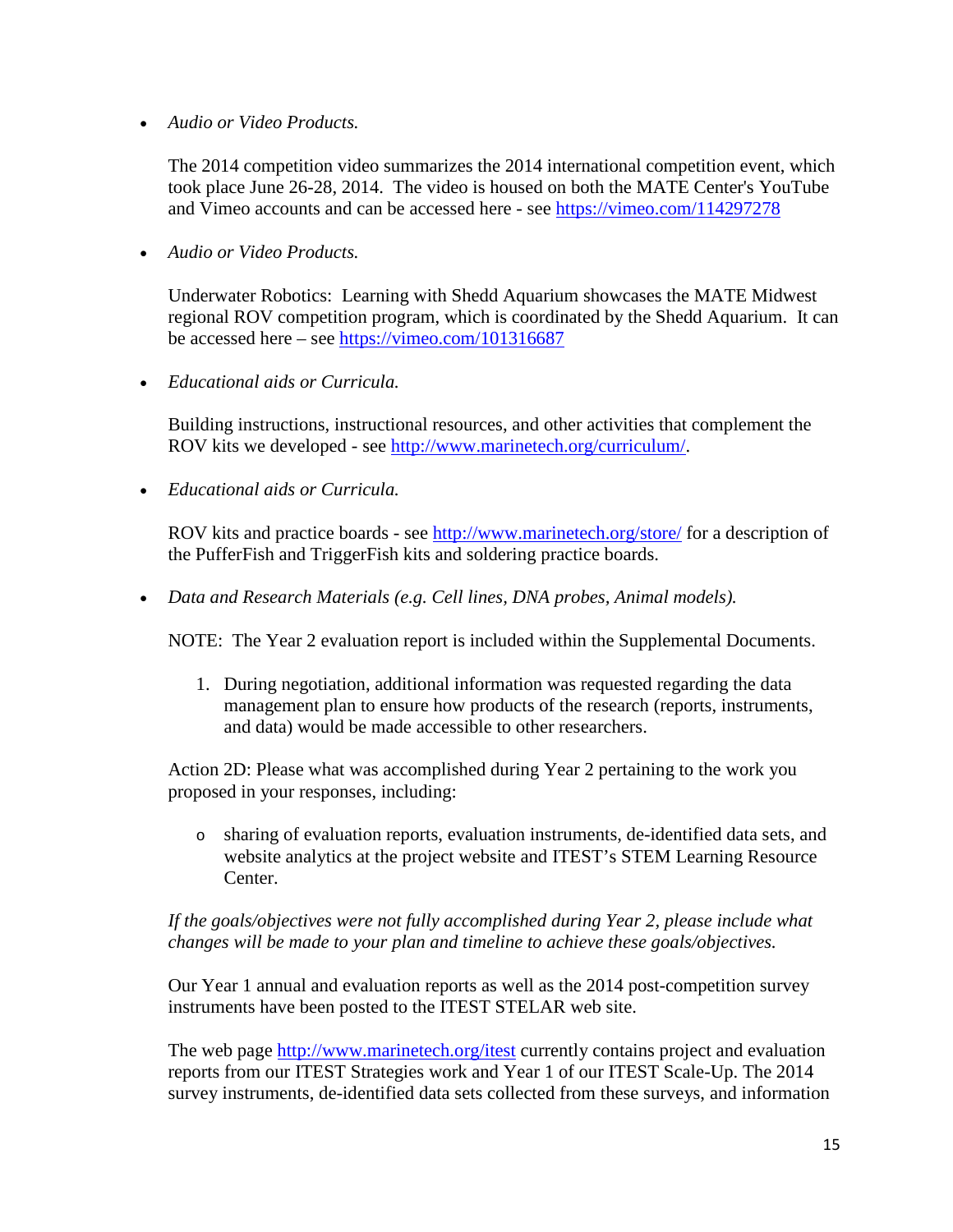- *Audio or Video Products.*

  The 2014 competition video summarizes the 2014 international competition event, which took place June 26-28, 2014. The video is housed on both the MATE Center's YouTube and Vimeo accounts and can be accessed here - see https://vimeo.com/114297278

- *Audio or Video Products.*

  Underwater Robotics: Learning with Shedd Aquarium showcases the MATE Midwest regional ROV competition program, which is coordinated by the Shedd Aquarium. It can be accessed here – see https://vimeo.com/101316687

- *Educational aids or Curricula.*

  Building instructions, instructional resources, and other activities that complement the ROV kits we developed - see http://www.marinetech.org/curriculum/.

- *Educational aids or Curricula.*

  ROV kits and practice boards - see http://www.marinetech.org/store/ for a description of the PufferFish and TriggerFish kits and soldering practice boards.

- *Data and Research Materials (e.g. Cell lines, DNA probes, Animal models).*

  NOTE: The Year 2 evaluation report is included within the Supplemental Documents.

  1. During negotiation, additional information was requested regarding the data management plan to ensure how products of the research (reports, instruments, and data) would be made accessible to other researchers.

  Action 2D: Please what was accomplished during Year 2 pertaining to the work you proposed in your responses, including:

  - sharing of evaluation reports, evaluation instruments, de-identified data sets, and website analytics at the project website and ITEST's STEM Learning Resource Center.

  *If the goals/objectives were not fully accomplished during Year 2, please include what changes will be made to your plan and timeline to achieve these goals/objectives.*

  Our Year 1 annual and evaluation reports as well as the 2014 post-competition survey instruments have been posted to the ITEST STELAR web site.

  The web page http://www.marinetech.org/itest currently contains project and evaluation reports from our ITEST Strategies work and Year 1 of our ITEST Scale-Up. The 2014 survey instruments, de-identified data sets collected from these surveys, and information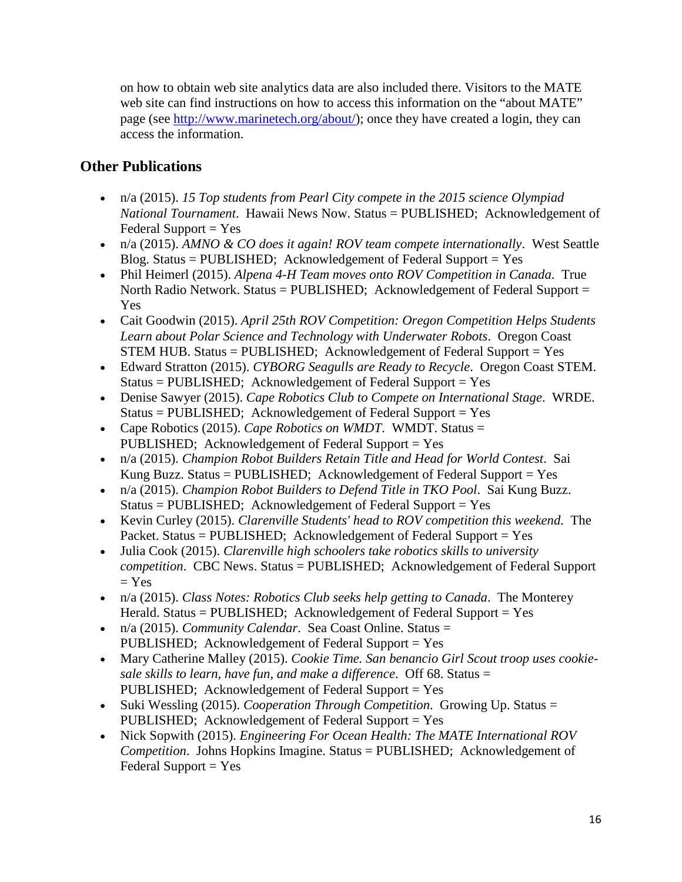on how to obtain web site analytics data are also included there. Visitors to the MATE web site can find instructions on how to access this information on the "about MATE" page (see http://www.marinetech.org/about/); once they have created a login, they can access the information.

## Other Publications

- n/a (2015). *15 Top students from Pearl City compete in the 2015 science Olympiad National Tournament*. Hawaii News Now. Status = PUBLISHED; Acknowledgement of Federal Support = Yes
- n/a (2015). *AMNO & CO does it again! ROV team compete internationally*. West Seattle Blog. Status = PUBLISHED; Acknowledgement of Federal Support = Yes
- Phil Heimerl (2015). *Alpena 4-H Team moves onto ROV Competition in Canada*. True North Radio Network. Status = PUBLISHED; Acknowledgement of Federal Support = Yes
- Cait Goodwin (2015). *April 25th ROV Competition: Oregon Competition Helps Students Learn about Polar Science and Technology with Underwater Robots*. Oregon Coast STEM HUB. Status = PUBLISHED; Acknowledgement of Federal Support = Yes
- Edward Stratton (2015). *CYBORG Seagulls are Ready to Recycle*. Oregon Coast STEM. Status = PUBLISHED; Acknowledgement of Federal Support = Yes
- Denise Sawyer (2015). *Cape Robotics Club to Compete on International Stage*. WRDE. Status = PUBLISHED; Acknowledgement of Federal Support = Yes
- Cape Robotics (2015). *Cape Robotics on WMDT*. WMDT. Status = PUBLISHED; Acknowledgement of Federal Support = Yes
- n/a (2015). *Champion Robot Builders Retain Title and Head for World Contest*. Sai Kung Buzz. Status = PUBLISHED; Acknowledgement of Federal Support = Yes
- n/a (2015). *Champion Robot Builders to Defend Title in TKO Pool*. Sai Kung Buzz. Status = PUBLISHED; Acknowledgement of Federal Support = Yes
- Kevin Curley (2015). *Clarenville Students' head to ROV competition this weekend*. The Packet. Status = PUBLISHED; Acknowledgement of Federal Support = Yes
- Julia Cook (2015). *Clarenville high schoolers take robotics skills to university competition*. CBC News. Status = PUBLISHED; Acknowledgement of Federal Support = Yes
- n/a (2015). *Class Notes: Robotics Club seeks help getting to Canada*. The Monterey Herald. Status = PUBLISHED; Acknowledgement of Federal Support = Yes
- n/a (2015). *Community Calendar*. Sea Coast Online. Status = PUBLISHED; Acknowledgement of Federal Support = Yes
- Mary Catherine Malley (2015). *Cookie Time. San benancio Girl Scout troop uses cookie-sale skills to learn, have fun, and make a difference*. Off 68. Status = PUBLISHED; Acknowledgement of Federal Support = Yes
- Suki Wessling (2015). *Cooperation Through Competition*. Growing Up. Status = PUBLISHED; Acknowledgement of Federal Support = Yes
- Nick Sopwith (2015). *Engineering For Ocean Health: The MATE International ROV Competition*. Johns Hopkins Imagine. Status = PUBLISHED; Acknowledgement of Federal Support = Yes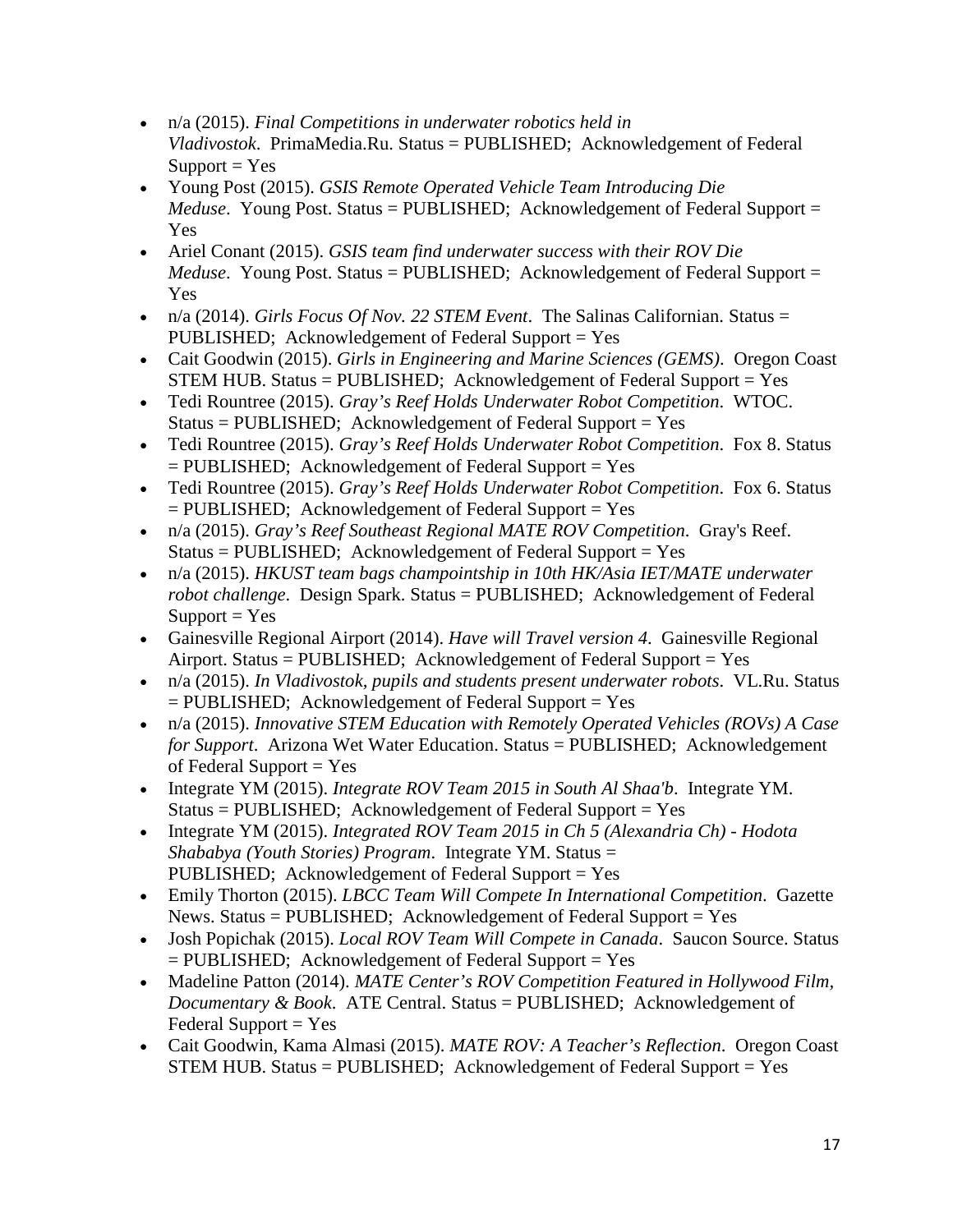- n/a (2015). *Final Competitions in underwater robotics held in Vladivostok*. PrimaMedia.Ru. Status = PUBLISHED; Acknowledgement of Federal Support = Yes
- Young Post (2015). *GSIS Remote Operated Vehicle Team Introducing Die Meduse*. Young Post. Status = PUBLISHED; Acknowledgement of Federal Support = Yes
- Ariel Conant (2015). *GSIS team find underwater success with their ROV Die Meduse*. Young Post. Status = PUBLISHED; Acknowledgement of Federal Support = Yes
- n/a (2014). *Girls Focus Of Nov. 22 STEM Event*. The Salinas Californian. Status = PUBLISHED; Acknowledgement of Federal Support = Yes
- Cait Goodwin (2015). *Girls in Engineering and Marine Sciences (GEMS)*. Oregon Coast STEM HUB. Status = PUBLISHED; Acknowledgement of Federal Support = Yes
- Tedi Rountree (2015). *Gray's Reef Holds Underwater Robot Competition*. WTOC. Status = PUBLISHED; Acknowledgement of Federal Support = Yes
- Tedi Rountree (2015). *Gray's Reef Holds Underwater Robot Competition*. Fox 8. Status = PUBLISHED; Acknowledgement of Federal Support = Yes
- Tedi Rountree (2015). *Gray's Reef Holds Underwater Robot Competition*. Fox 6. Status = PUBLISHED; Acknowledgement of Federal Support = Yes
- n/a (2015). *Gray's Reef Southeast Regional MATE ROV Competition*. Gray's Reef. Status = PUBLISHED; Acknowledgement of Federal Support = Yes
- n/a (2015). *HKUST team bags champointship in 10th HK/Asia IET/MATE underwater robot challenge*. Design Spark. Status = PUBLISHED; Acknowledgement of Federal Support = Yes
- Gainesville Regional Airport (2014). *Have will Travel version 4*. Gainesville Regional Airport. Status = PUBLISHED; Acknowledgement of Federal Support = Yes
- n/a (2015). *In Vladivostok, pupils and students present underwater robots*. VL.Ru. Status = PUBLISHED; Acknowledgement of Federal Support = Yes
- n/a (2015). *Innovative STEM Education with Remotely Operated Vehicles (ROVs) A Case for Support*. Arizona Wet Water Education. Status = PUBLISHED; Acknowledgement of Federal Support = Yes
- Integrate YM (2015). *Integrate ROV Team 2015 in South Al Shaa'b*. Integrate YM. Status = PUBLISHED; Acknowledgement of Federal Support = Yes
- Integrate YM (2015). *Integrated ROV Team 2015 in Ch 5 (Alexandria Ch) - Hodota Shababya (Youth Stories) Program*. Integrate YM. Status = PUBLISHED; Acknowledgement of Federal Support = Yes
- Emily Thorton (2015). *LBCC Team Will Compete In International Competition*. Gazette News. Status = PUBLISHED; Acknowledgement of Federal Support = Yes
- Josh Popichak (2015). *Local ROV Team Will Compete in Canada*. Saucon Source. Status = PUBLISHED; Acknowledgement of Federal Support = Yes
- Madeline Patton (2014). *MATE Center's ROV Competition Featured in Hollywood Film, Documentary & Book*. ATE Central. Status = PUBLISHED; Acknowledgement of Federal Support = Yes
- Cait Goodwin, Kama Almasi (2015). *MATE ROV: A Teacher's Reflection*. Oregon Coast STEM HUB. Status = PUBLISHED; Acknowledgement of Federal Support = Yes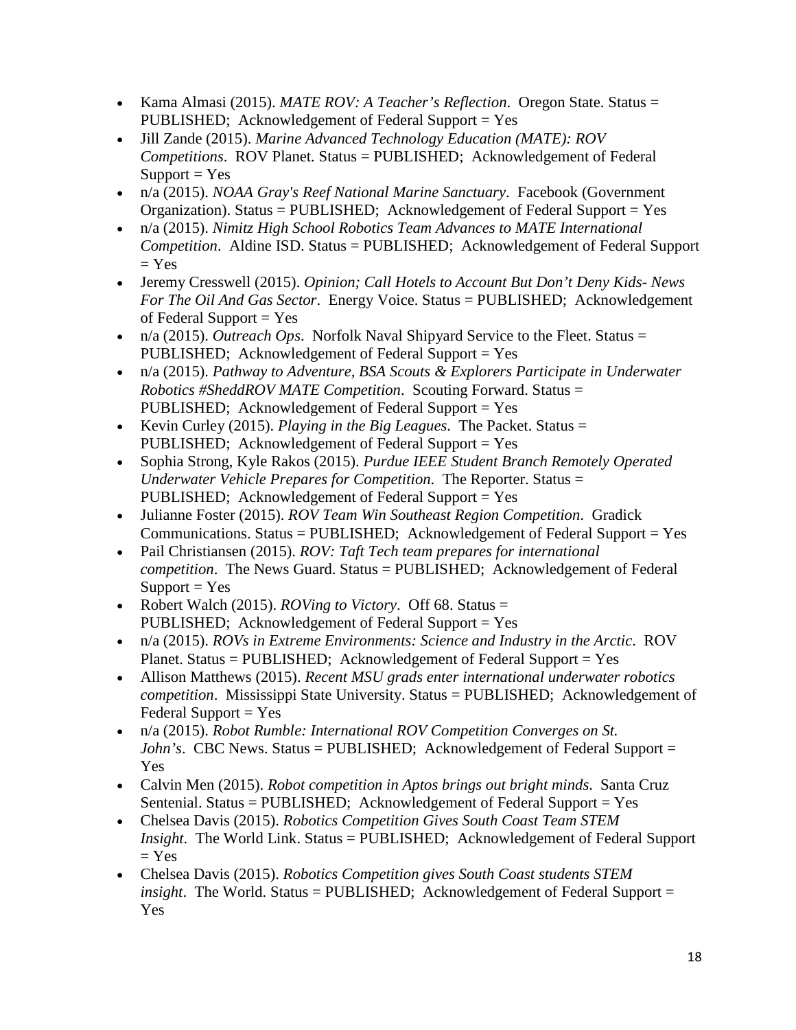- Kama Almasi (2015). *MATE ROV: A Teacher's Reflection*. Oregon State. Status = PUBLISHED; Acknowledgement of Federal Support = Yes
- Jill Zande (2015). *Marine Advanced Technology Education (MATE): ROV Competitions*. ROV Planet. Status = PUBLISHED; Acknowledgement of Federal Support = Yes
- n/a (2015). *NOAA Gray's Reef National Marine Sanctuary*. Facebook (Government Organization). Status = PUBLISHED; Acknowledgement of Federal Support = Yes
- n/a (2015). *Nimitz High School Robotics Team Advances to MATE International Competition*. Aldine ISD. Status = PUBLISHED; Acknowledgement of Federal Support = Yes
- Jeremy Cresswell (2015). *Opinion; Call Hotels to Account But Don't Deny Kids- News For The Oil And Gas Sector*. Energy Voice. Status = PUBLISHED; Acknowledgement of Federal Support = Yes
- n/a (2015). *Outreach Ops*. Norfolk Naval Shipyard Service to the Fleet. Status = PUBLISHED; Acknowledgement of Federal Support = Yes
- n/a (2015). *Pathway to Adventure, BSA Scouts & Explorers Participate in Underwater Robotics #SheddROV MATE Competition*. Scouting Forward. Status = PUBLISHED; Acknowledgement of Federal Support = Yes
- Kevin Curley (2015). *Playing in the Big Leagues*. The Packet. Status = PUBLISHED; Acknowledgement of Federal Support = Yes
- Sophia Strong, Kyle Rakos (2015). *Purdue IEEE Student Branch Remotely Operated Underwater Vehicle Prepares for Competition*. The Reporter. Status = PUBLISHED; Acknowledgement of Federal Support = Yes
- Julianne Foster (2015). *ROV Team Win Southeast Region Competition*. Gradick Communications. Status = PUBLISHED; Acknowledgement of Federal Support = Yes
- Pail Christiansen (2015). *ROV: Taft Tech team prepares for international competition*. The News Guard. Status = PUBLISHED; Acknowledgement of Federal Support = Yes
- Robert Walch (2015). *ROVing to Victory*. Off 68. Status = PUBLISHED; Acknowledgement of Federal Support = Yes
- n/a (2015). *ROVs in Extreme Environments: Science and Industry in the Arctic*. ROV Planet. Status = PUBLISHED; Acknowledgement of Federal Support = Yes
- Allison Matthews (2015). *Recent MSU grads enter international underwater robotics competition*. Mississippi State University. Status = PUBLISHED; Acknowledgement of Federal Support = Yes
- n/a (2015). *Robot Rumble: International ROV Competition Converges on St. John's*. CBC News. Status = PUBLISHED; Acknowledgement of Federal Support = Yes
- Calvin Men (2015). *Robot competition in Aptos brings out bright minds*. Santa Cruz Sentenial. Status = PUBLISHED; Acknowledgement of Federal Support = Yes
- Chelsea Davis (2015). *Robotics Competition Gives South Coast Team STEM Insight*. The World Link. Status = PUBLISHED; Acknowledgement of Federal Support = Yes
- Chelsea Davis (2015). *Robotics Competition gives South Coast students STEM insight*. The World. Status = PUBLISHED; Acknowledgement of Federal Support = Yes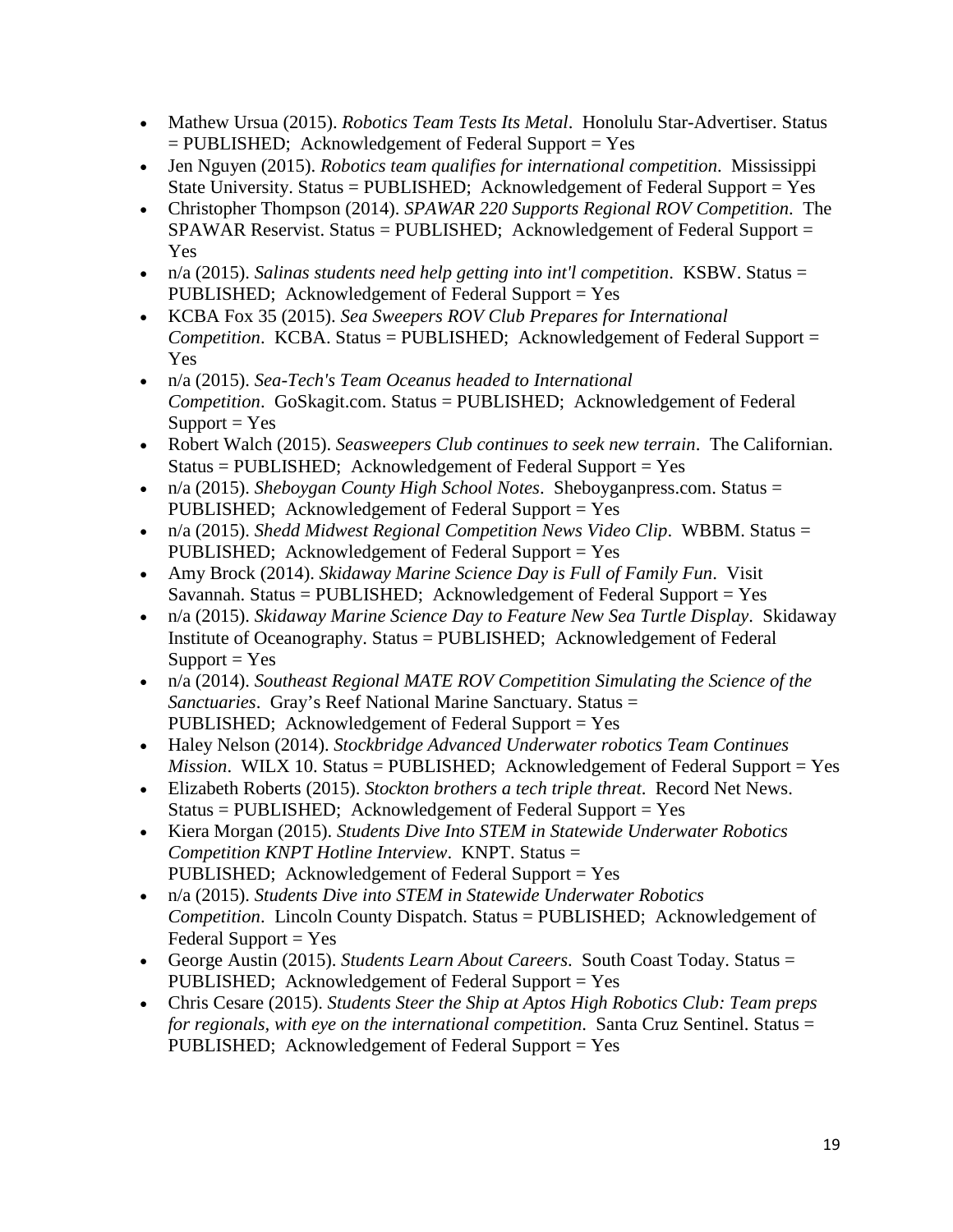- Mathew Ursua (2015). *Robotics Team Tests Its Metal*. Honolulu Star-Advertiser. Status = PUBLISHED; Acknowledgement of Federal Support = Yes
- Jen Nguyen (2015). *Robotics team qualifies for international competition*. Mississippi State University. Status = PUBLISHED; Acknowledgement of Federal Support = Yes
- Christopher Thompson (2014). *SPAWAR 220 Supports Regional ROV Competition*. The SPAWAR Reservist. Status = PUBLISHED; Acknowledgement of Federal Support = Yes
- n/a (2015). *Salinas students need help getting into int'l competition*. KSBW. Status = PUBLISHED; Acknowledgement of Federal Support = Yes
- KCBA Fox 35 (2015). *Sea Sweepers ROV Club Prepares for International Competition*. KCBA. Status = PUBLISHED; Acknowledgement of Federal Support = Yes
- n/a (2015). *Sea-Tech's Team Oceanus headed to International Competition*. GoSkagit.com. Status = PUBLISHED; Acknowledgement of Federal Support = Yes
- Robert Walch (2015). *Seasweepers Club continues to seek new terrain*. The Californian. Status = PUBLISHED; Acknowledgement of Federal Support = Yes
- n/a (2015). *Sheboygan County High School Notes*. Sheboyganpress.com. Status = PUBLISHED; Acknowledgement of Federal Support = Yes
- n/a (2015). *Shedd Midwest Regional Competition News Video Clip*. WBBM. Status = PUBLISHED; Acknowledgement of Federal Support = Yes
- Amy Brock (2014). *Skidaway Marine Science Day is Full of Family Fun*. Visit Savannah. Status = PUBLISHED; Acknowledgement of Federal Support = Yes
- n/a (2015). *Skidaway Marine Science Day to Feature New Sea Turtle Display*. Skidaway Institute of Oceanography. Status = PUBLISHED; Acknowledgement of Federal Support = Yes
- n/a (2014). *Southeast Regional MATE ROV Competition Simulating the Science of the Sanctuaries*. Gray's Reef National Marine Sanctuary. Status = PUBLISHED; Acknowledgement of Federal Support = Yes
- Haley Nelson (2014). *Stockbridge Advanced Underwater robotics Team Continues Mission*. WILX 10. Status = PUBLISHED; Acknowledgement of Federal Support = Yes
- Elizabeth Roberts (2015). *Stockton brothers a tech triple threat*. Record Net News. Status = PUBLISHED; Acknowledgement of Federal Support = Yes
- Kiera Morgan (2015). *Students Dive Into STEM in Statewide Underwater Robotics Competition KNPT Hotline Interview*. KNPT. Status = PUBLISHED; Acknowledgement of Federal Support = Yes
- n/a (2015). *Students Dive into STEM in Statewide Underwater Robotics Competition*. Lincoln County Dispatch. Status = PUBLISHED; Acknowledgement of Federal Support = Yes
- George Austin (2015). *Students Learn About Careers*. South Coast Today. Status = PUBLISHED; Acknowledgement of Federal Support = Yes
- Chris Cesare (2015). *Students Steer the Ship at Aptos High Robotics Club: Team preps for regionals, with eye on the international competition*. Santa Cruz Sentinel. Status = PUBLISHED; Acknowledgement of Federal Support = Yes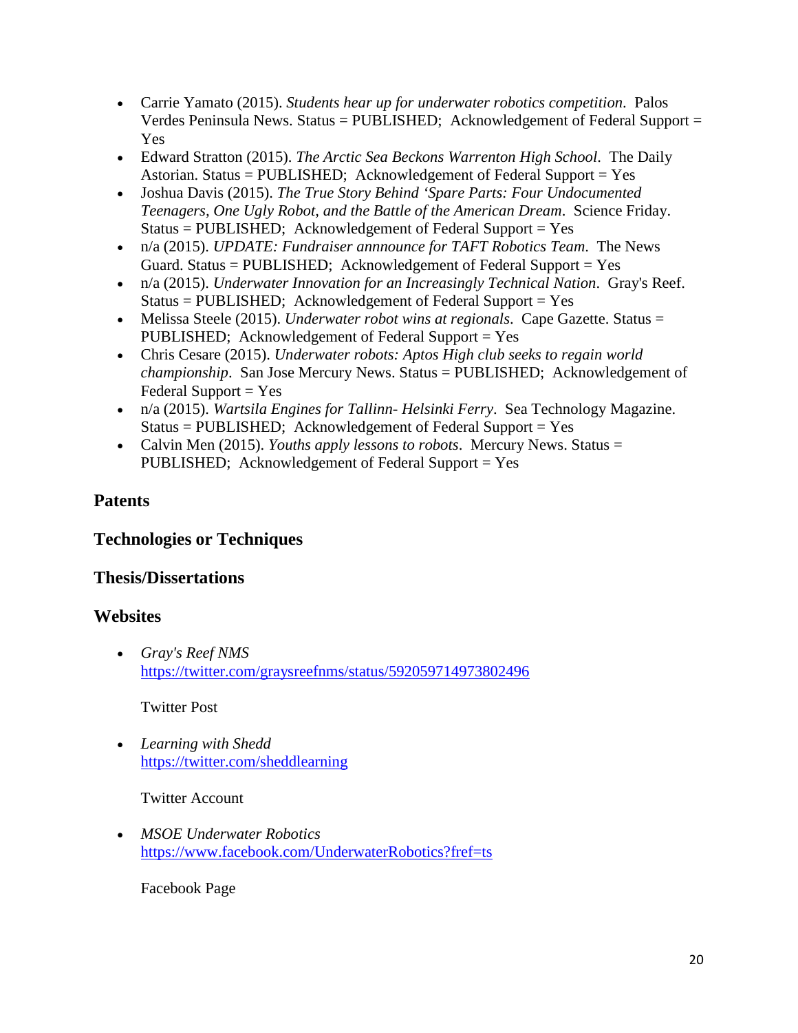- Carrie Yamato (2015). *Students hear up for underwater robotics competition*. Palos Verdes Peninsula News. Status = PUBLISHED; Acknowledgement of Federal Support = Yes
- Edward Stratton (2015). *The Arctic Sea Beckons Warrenton High School*. The Daily Astorian. Status = PUBLISHED; Acknowledgement of Federal Support = Yes
- Joshua Davis (2015). *The True Story Behind 'Spare Parts: Four Undocumented Teenagers, One Ugly Robot, and the Battle of the American Dream*. Science Friday. Status = PUBLISHED; Acknowledgement of Federal Support = Yes
- n/a (2015). *UPDATE: Fundraiser annnounce for TAFT Robotics Team*. The News Guard. Status = PUBLISHED; Acknowledgement of Federal Support = Yes
- n/a (2015). *Underwater Innovation for an Increasingly Technical Nation*. Gray's Reef. Status = PUBLISHED; Acknowledgement of Federal Support = Yes
- Melissa Steele (2015). *Underwater robot wins at regionals*. Cape Gazette. Status = PUBLISHED; Acknowledgement of Federal Support = Yes
- Chris Cesare (2015). *Underwater robots: Aptos High club seeks to regain world championship*. San Jose Mercury News. Status = PUBLISHED; Acknowledgement of Federal Support = Yes
- n/a (2015). *Wartsila Engines for Tallinn- Helsinki Ferry*. Sea Technology Magazine. Status = PUBLISHED; Acknowledgement of Federal Support = Yes
- Calvin Men (2015). *Youths apply lessons to robots*. Mercury News. Status = PUBLISHED; Acknowledgement of Federal Support = Yes

## Patents

## Technologies or Techniques

## Thesis/Dissertations

## Websites

- *Gray's Reef NMS*
  https://twitter.com/graysreefnms/status/592059714973802496

  Twitter Post

- *Learning with Shedd*
  https://twitter.com/sheddlearning

  Twitter Account

- *MSOE Underwater Robotics*
  https://www.facebook.com/UnderwaterRobotics?fref=ts

  Facebook Page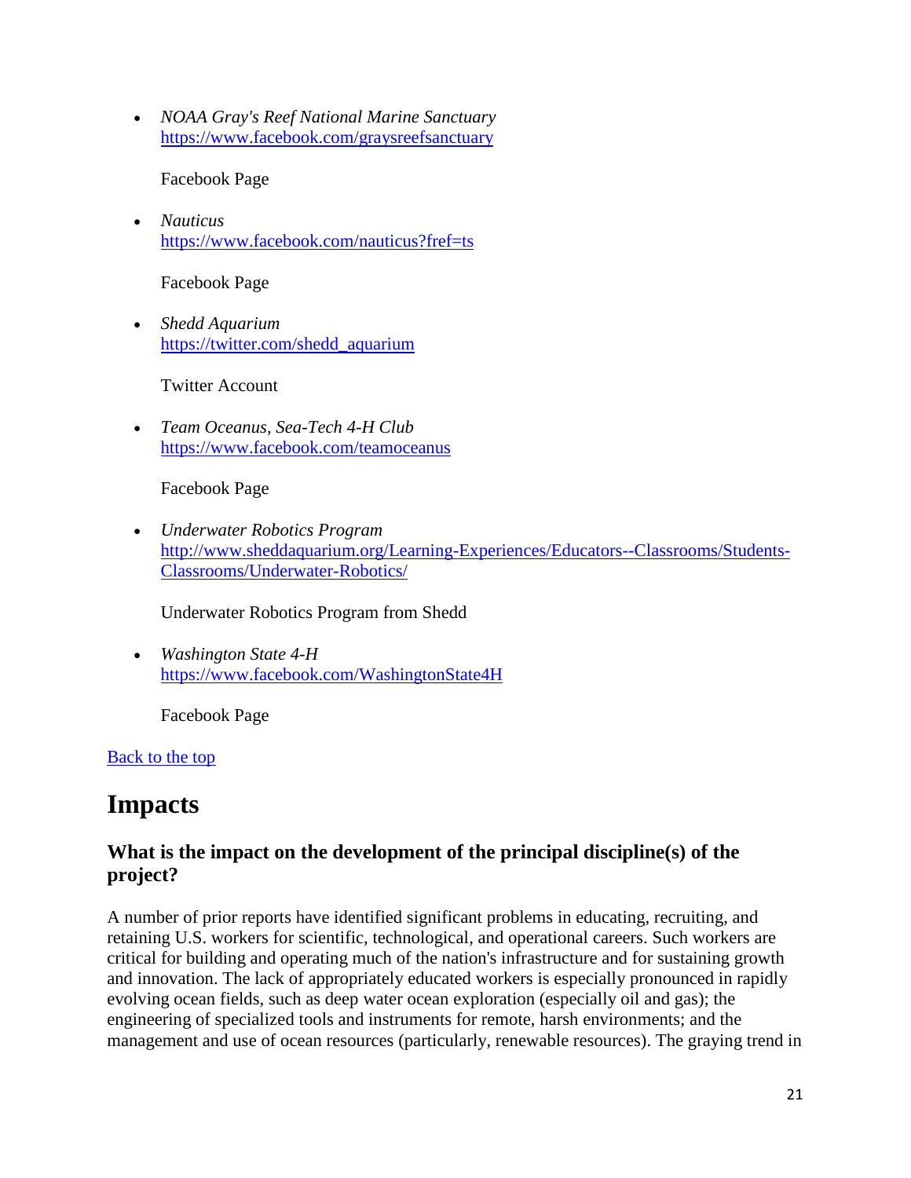- *NOAA Gray's Reef National Marine Sanctuary*
  https://www.facebook.com/graysreefsanctuary

  Facebook Page

- *Nauticus*
  https://www.facebook.com/nauticus?fref=ts

  Facebook Page

- *Shedd Aquarium*
  https://twitter.com/shedd_aquarium

  Twitter Account

- *Team Oceanus, Sea-Tech 4-H Club*
  https://www.facebook.com/teamoceanus

  Facebook Page

- *Underwater Robotics Program*
  http://www.sheddaquarium.org/Learning-Experiences/Educators--Classrooms/Students-Classrooms/Underwater-Robotics/

  Underwater Robotics Program from Shedd

- *Washington State 4-H*
  https://www.facebook.com/WashingtonState4H

  Facebook Page

Back to the top

# Impacts

### What is the impact on the development of the principal discipline(s) of the project?

A number of prior reports have identified significant problems in educating, recruiting, and retaining U.S. workers for scientific, technological, and operational careers. Such workers are critical for building and operating much of the nation's infrastructure and for sustaining growth and innovation. The lack of appropriately educated workers is especially pronounced in rapidly evolving ocean fields, such as deep water ocean exploration (especially oil and gas); the engineering of specialized tools and instruments for remote, harsh environments; and the management and use of ocean resources (particularly, renewable resources). The graying trend in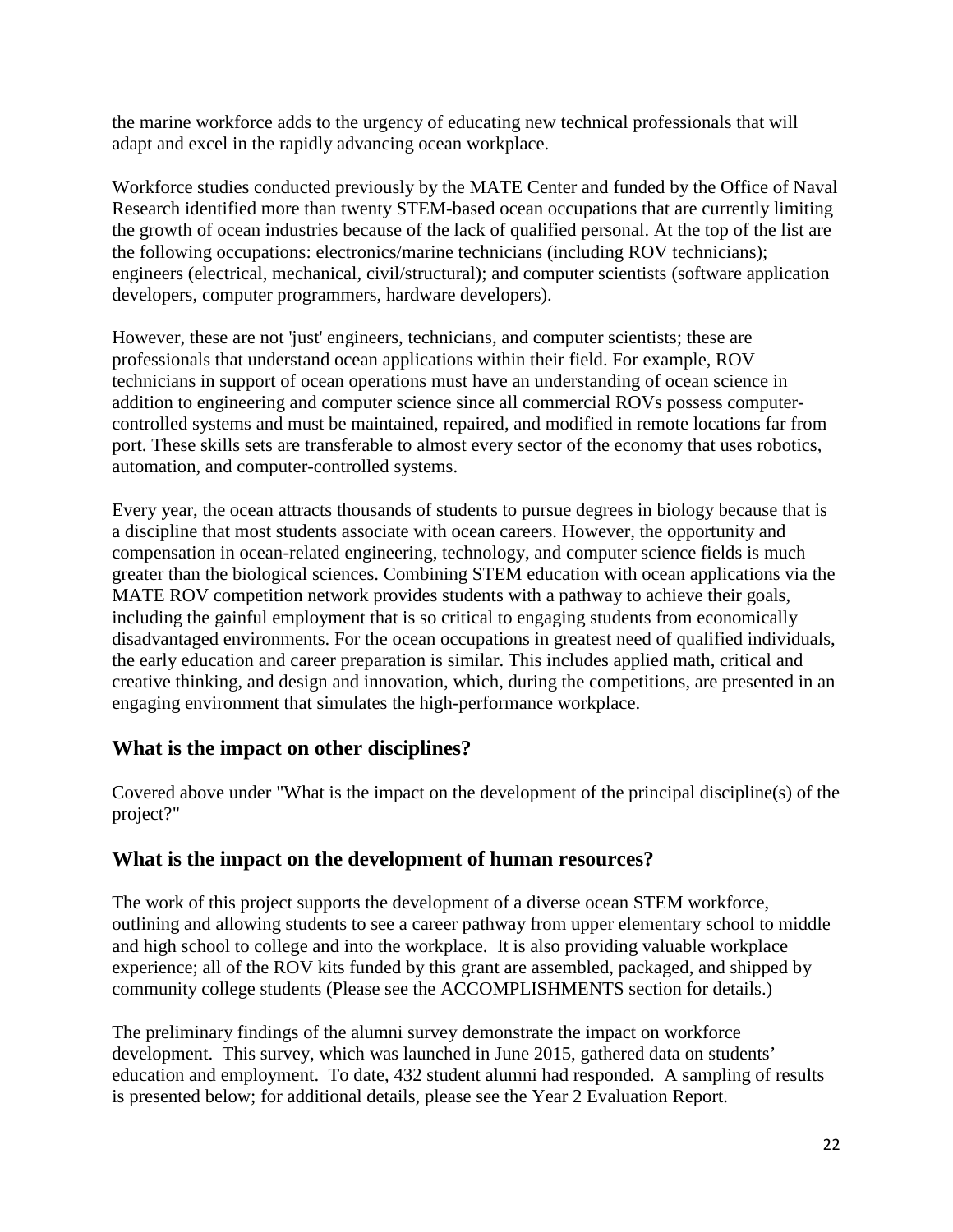the marine workforce adds to the urgency of educating new technical professionals that will adapt and excel in the rapidly advancing ocean workplace.

Workforce studies conducted previously by the MATE Center and funded by the Office of Naval Research identified more than twenty STEM-based ocean occupations that are currently limiting the growth of ocean industries because of the lack of qualified personal. At the top of the list are the following occupations: electronics/marine technicians (including ROV technicians); engineers (electrical, mechanical, civil/structural); and computer scientists (software application developers, computer programmers, hardware developers).

However, these are not 'just' engineers, technicians, and computer scientists; these are professionals that understand ocean applications within their field. For example, ROV technicians in support of ocean operations must have an understanding of ocean science in addition to engineering and computer science since all commercial ROVs possess computer-controlled systems and must be maintained, repaired, and modified in remote locations far from port. These skills sets are transferable to almost every sector of the economy that uses robotics, automation, and computer-controlled systems.

Every year, the ocean attracts thousands of students to pursue degrees in biology because that is a discipline that most students associate with ocean careers. However, the opportunity and compensation in ocean-related engineering, technology, and computer science fields is much greater than the biological sciences. Combining STEM education with ocean applications via the MATE ROV competition network provides students with a pathway to achieve their goals, including the gainful employment that is so critical to engaging students from economically disadvantaged environments. For the ocean occupations in greatest need of qualified individuals, the early education and career preparation is similar. This includes applied math, critical and creative thinking, and design and innovation, which, during the competitions, are presented in an engaging environment that simulates the high-performance workplace.

## What is the impact on other disciplines?

Covered above under "What is the impact on the development of the principal discipline(s) of the project?"

## What is the impact on the development of human resources?

The work of this project supports the development of a diverse ocean STEM workforce, outlining and allowing students to see a career pathway from upper elementary school to middle and high school to college and into the workplace. It is also providing valuable workplace experience; all of the ROV kits funded by this grant are assembled, packaged, and shipped by community college students (Please see the ACCOMPLISHMENTS section for details.)

The preliminary findings of the alumni survey demonstrate the impact on workforce development. This survey, which was launched in June 2015, gathered data on students' education and employment. To date, 432 student alumni had responded. A sampling of results is presented below; for additional details, please see the Year 2 Evaluation Report.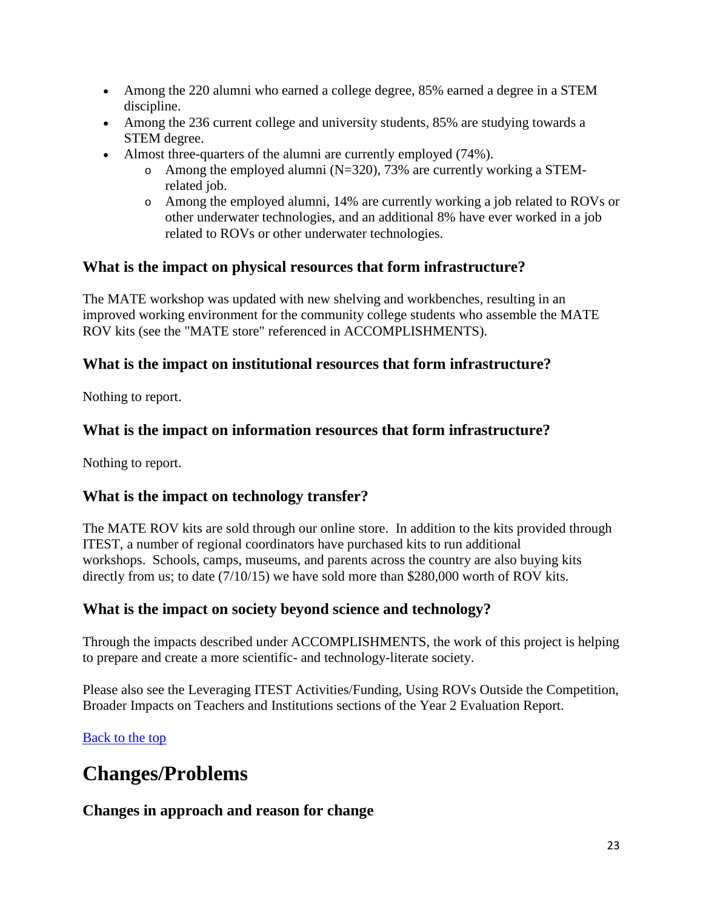- Among the 220 alumni who earned a college degree, 85% earned a degree in a STEM discipline.
- Among the 236 current college and university students, 85% are studying towards a STEM degree.
- Almost three-quarters of the alumni are currently employed (74%).
    - Among the employed alumni (N=320), 73% are currently working a STEM-related job.
    - Among the employed alumni, 14% are currently working a job related to ROVs or other underwater technologies, and an additional 8% have ever worked in a job related to ROVs or other underwater technologies.

### What is the impact on physical resources that form infrastructure?

The MATE workshop was updated with new shelving and workbenches, resulting in an improved working environment for the community college students who assemble the MATE ROV kits (see the "MATE store" referenced in ACCOMPLISHMENTS).

### What is the impact on institutional resources that form infrastructure?

Nothing to report.

### What is the impact on information resources that form infrastructure?

Nothing to report.

### What is the impact on technology transfer?

The MATE ROV kits are sold through our online store. In addition to the kits provided through ITEST, a number of regional coordinators have purchased kits to run additional workshops. Schools, camps, museums, and parents across the country are also buying kits directly from us; to date (7/10/15) we have sold more than $280,000 worth of ROV kits.

### What is the impact on society beyond science and technology?

Through the impacts described under ACCOMPLISHMENTS, the work of this project is helping to prepare and create a more scientific- and technology-literate society.

Please also see the Leveraging ITEST Activities/Funding, Using ROVs Outside the Competition, Broader Impacts on Teachers and Institutions sections of the Year 2 Evaluation Report.

[Back to the top](#)

## Changes/Problems

### Changes in approach and reason for change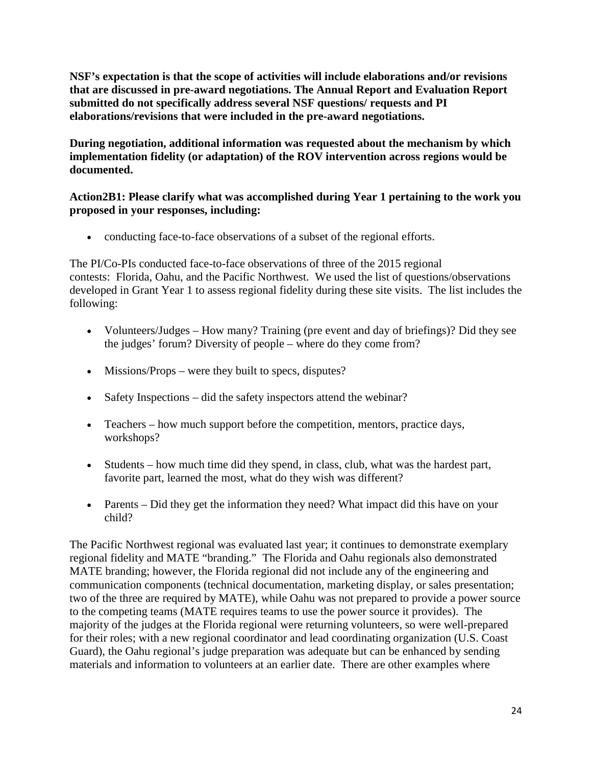**NSF's expectation is that the scope of activities will include elaborations and/or revisions that are discussed in pre-award negotiations. The Annual Report and Evaluation Report submitted do not specifically address several NSF questions/ requests and PI elaborations/revisions that were included in the pre-award negotiations.**

**During negotiation, additional information was requested about the mechanism by which implementation fidelity (or adaptation) of the ROV intervention across regions would be documented.**

**Action2B1: Please clarify what was accomplished during Year 1 pertaining to the work you proposed in your responses, including:**

- conducting face-to-face observations of a subset of the regional efforts.

The PI/Co-PIs conducted face-to-face observations of three of the 2015 regional contests: Florida, Oahu, and the Pacific Northwest. We used the list of questions/observations developed in Grant Year 1 to assess regional fidelity during these site visits. The list includes the following:

- Volunteers/Judges – How many? Training (pre event and day of briefings)? Did they see the judges' forum? Diversity of people – where do they come from?
- Missions/Props – were they built to specs, disputes?
- Safety Inspections – did the safety inspectors attend the webinar?
- Teachers – how much support before the competition, mentors, practice days, workshops?
- Students – how much time did they spend, in class, club, what was the hardest part, favorite part, learned the most, what do they wish was different?
- Parents – Did they get the information they need? What impact did this have on your child?

The Pacific Northwest regional was evaluated last year; it continues to demonstrate exemplary regional fidelity and MATE "branding." The Florida and Oahu regionals also demonstrated MATE branding; however, the Florida regional did not include any of the engineering and communication components (technical documentation, marketing display, or sales presentation; two of the three are required by MATE), while Oahu was not prepared to provide a power source to the competing teams (MATE requires teams to use the power source it provides). The majority of the judges at the Florida regional were returning volunteers, so were well-prepared for their roles; with a new regional coordinator and lead coordinating organization (U.S. Coast Guard), the Oahu regional's judge preparation was adequate but can be enhanced by sending materials and information to volunteers at an earlier date. There are other examples where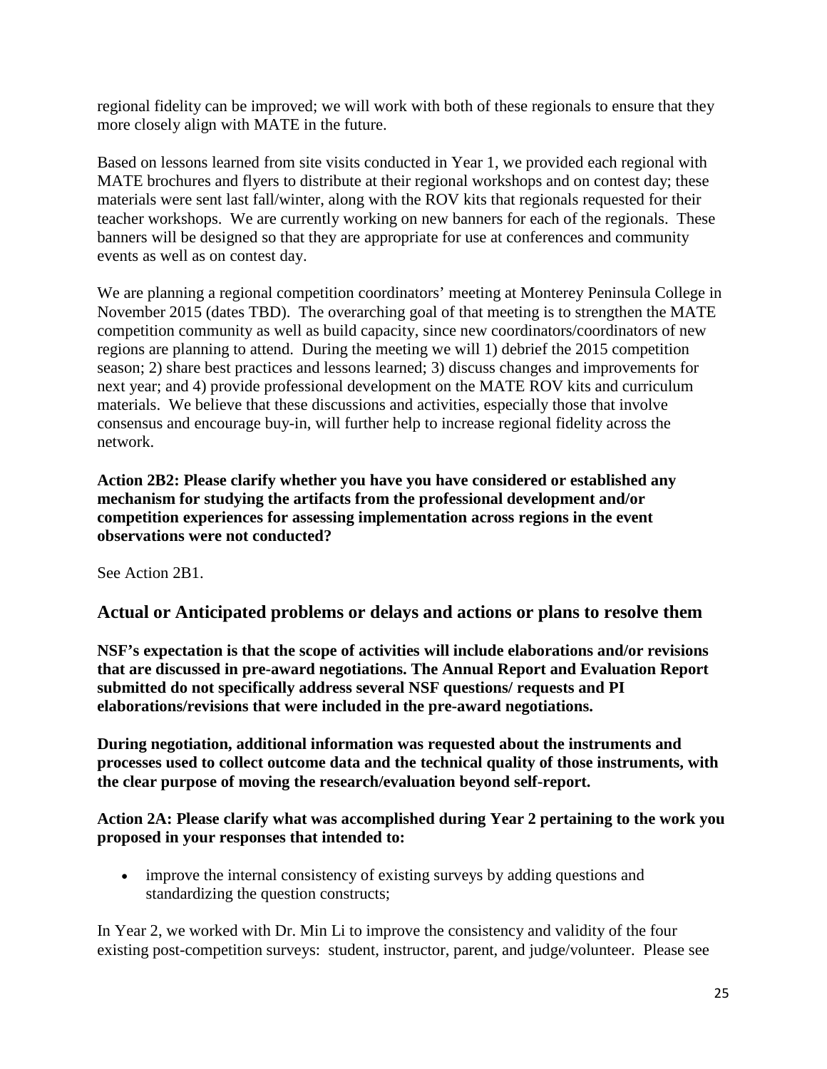regional fidelity can be improved; we will work with both of these regionals to ensure that they more closely align with MATE in the future.

Based on lessons learned from site visits conducted in Year 1, we provided each regional with MATE brochures and flyers to distribute at their regional workshops and on contest day; these materials were sent last fall/winter, along with the ROV kits that regionals requested for their teacher workshops. We are currently working on new banners for each of the regionals. These banners will be designed so that they are appropriate for use at conferences and community events as well as on contest day.

We are planning a regional competition coordinators' meeting at Monterey Peninsula College in November 2015 (dates TBD). The overarching goal of that meeting is to strengthen the MATE competition community as well as build capacity, since new coordinators/coordinators of new regions are planning to attend. During the meeting we will 1) debrief the 2015 competition season; 2) share best practices and lessons learned; 3) discuss changes and improvements for next year; and 4) provide professional development on the MATE ROV kits and curriculum materials. We believe that these discussions and activities, especially those that involve consensus and encourage buy-in, will further help to increase regional fidelity across the network.

**Action 2B2: Please clarify whether you have you have considered or established any mechanism for studying the artifacts from the professional development and/or competition experiences for assessing implementation across regions in the event observations were not conducted?**

See Action 2B1.

## Actual or Anticipated problems or delays and actions or plans to resolve them

**NSF's expectation is that the scope of activities will include elaborations and/or revisions that are discussed in pre-award negotiations. The Annual Report and Evaluation Report submitted do not specifically address several NSF questions/ requests and PI elaborations/revisions that were included in the pre-award negotiations.**

**During negotiation, additional information was requested about the instruments and processes used to collect outcome data and the technical quality of those instruments, with the clear purpose of moving the research/evaluation beyond self-report.**

**Action 2A: Please clarify what was accomplished during Year 2 pertaining to the work you proposed in your responses that intended to:**

- improve the internal consistency of existing surveys by adding questions and standardizing the question constructs;

In Year 2, we worked with Dr. Min Li to improve the consistency and validity of the four existing post-competition surveys: student, instructor, parent, and judge/volunteer. Please see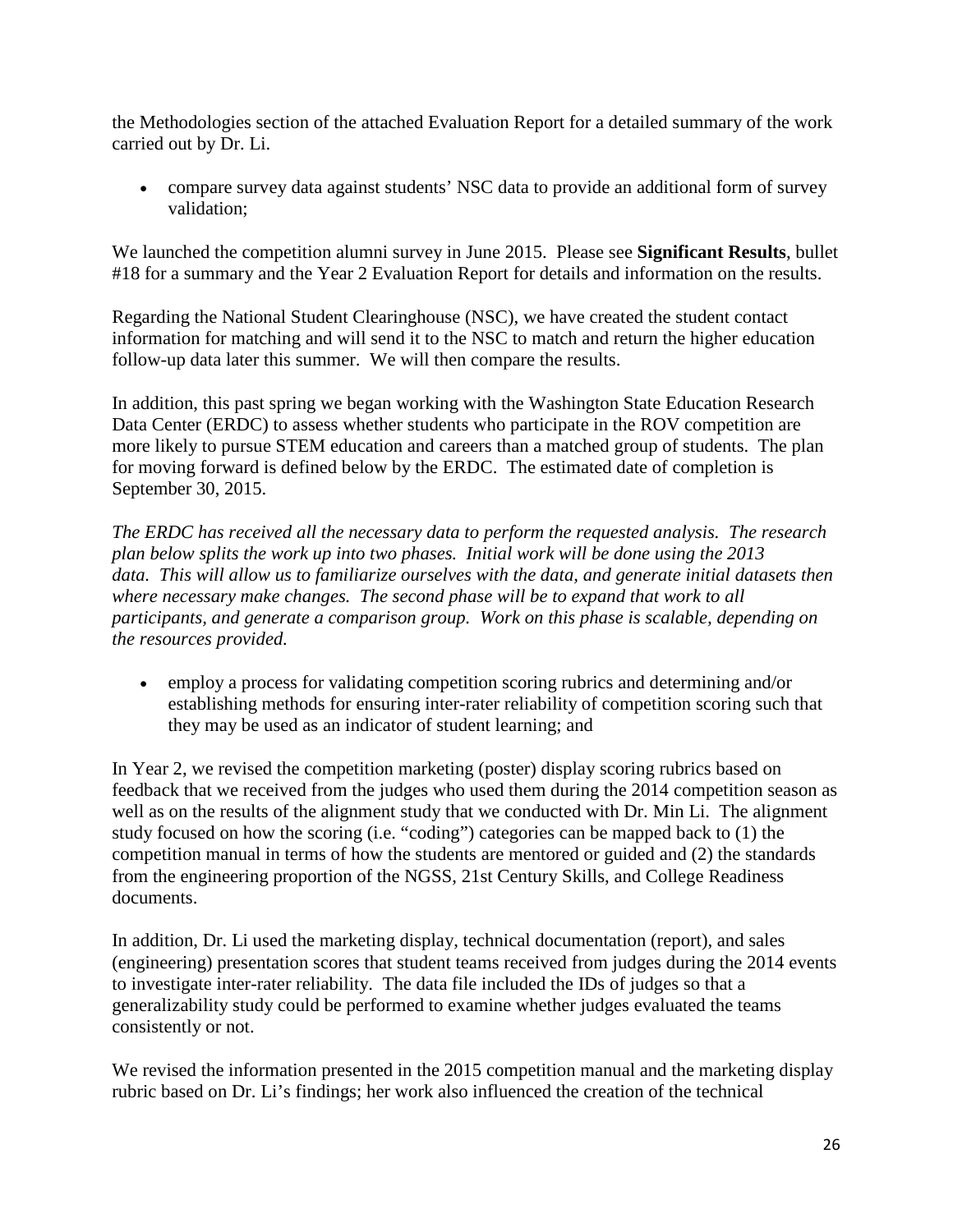the Methodologies section of the attached Evaluation Report for a detailed summary of the work carried out by Dr. Li.

- compare survey data against students' NSC data to provide an additional form of survey validation;

We launched the competition alumni survey in June 2015. Please see **Significant Results**, bullet #18 for a summary and the Year 2 Evaluation Report for details and information on the results.

Regarding the National Student Clearinghouse (NSC), we have created the student contact information for matching and will send it to the NSC to match and return the higher education follow-up data later this summer. We will then compare the results.

In addition, this past spring we began working with the Washington State Education Research Data Center (ERDC) to assess whether students who participate in the ROV competition are more likely to pursue STEM education and careers than a matched group of students. The plan for moving forward is defined below by the ERDC. The estimated date of completion is September 30, 2015.

*The ERDC has received all the necessary data to perform the requested analysis. The research plan below splits the work up into two phases. Initial work will be done using the 2013 data. This will allow us to familiarize ourselves with the data, and generate initial datasets then where necessary make changes. The second phase will be to expand that work to all participants, and generate a comparison group. Work on this phase is scalable, depending on the resources provided.*

- employ a process for validating competition scoring rubrics and determining and/or establishing methods for ensuring inter-rater reliability of competition scoring such that they may be used as an indicator of student learning; and

In Year 2, we revised the competition marketing (poster) display scoring rubrics based on feedback that we received from the judges who used them during the 2014 competition season as well as on the results of the alignment study that we conducted with Dr. Min Li. The alignment study focused on how the scoring (i.e. "coding") categories can be mapped back to (1) the competition manual in terms of how the students are mentored or guided and (2) the standards from the engineering proportion of the NGSS, 21st Century Skills, and College Readiness documents.

In addition, Dr. Li used the marketing display, technical documentation (report), and sales (engineering) presentation scores that student teams received from judges during the 2014 events to investigate inter-rater reliability. The data file included the IDs of judges so that a generalizability study could be performed to examine whether judges evaluated the teams consistently or not.

We revised the information presented in the 2015 competition manual and the marketing display rubric based on Dr. Li's findings; her work also influenced the creation of the technical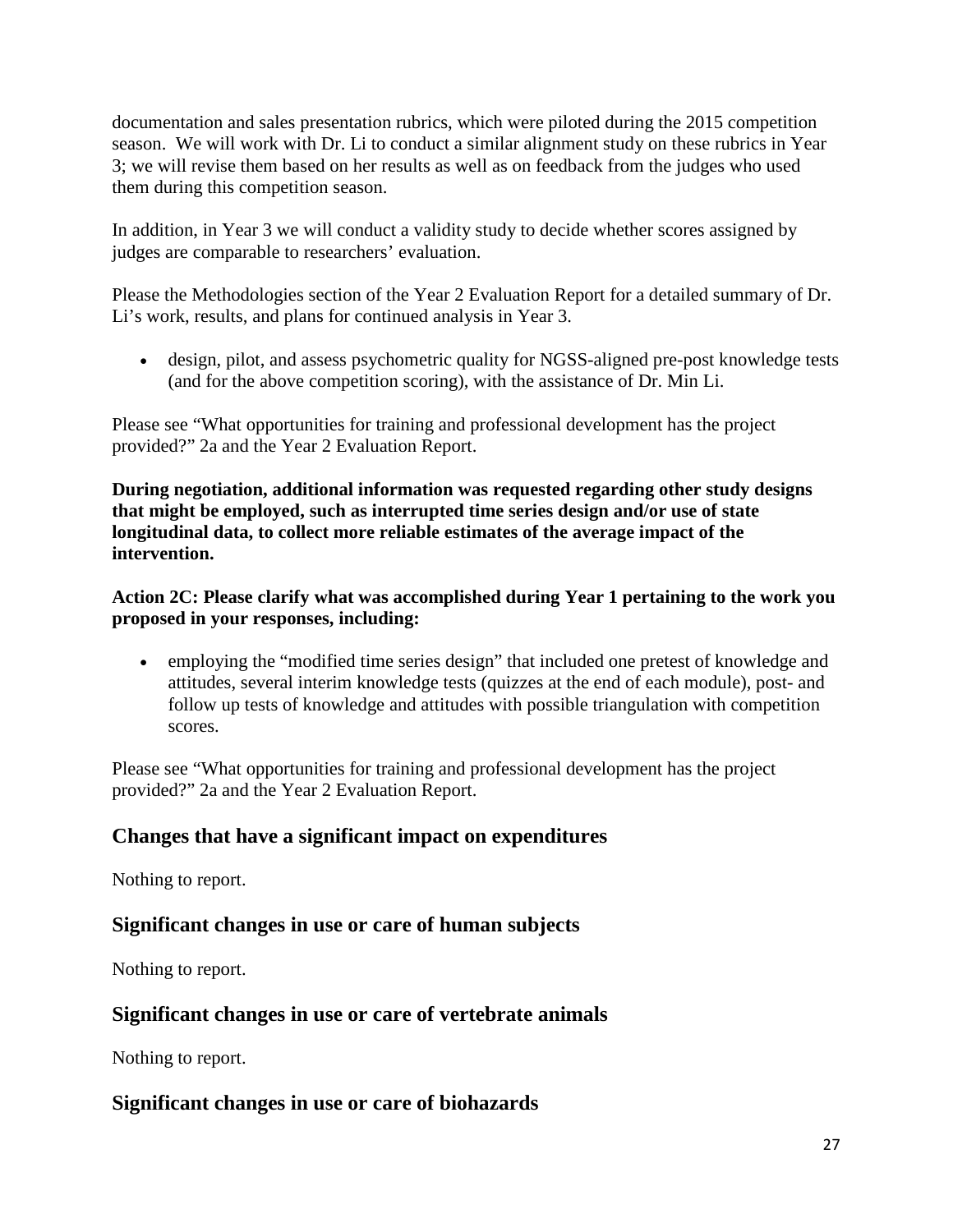documentation and sales presentation rubrics, which were piloted during the 2015 competition season. We will work with Dr. Li to conduct a similar alignment study on these rubrics in Year 3; we will revise them based on her results as well as on feedback from the judges who used them during this competition season.

In addition, in Year 3 we will conduct a validity study to decide whether scores assigned by judges are comparable to researchers' evaluation.

Please the Methodologies section of the Year 2 Evaluation Report for a detailed summary of Dr. Li's work, results, and plans for continued analysis in Year 3.

- design, pilot, and assess psychometric quality for NGSS-aligned pre-post knowledge tests (and for the above competition scoring), with the assistance of Dr. Min Li.

Please see "What opportunities for training and professional development has the project provided?" 2a and the Year 2 Evaluation Report.

**During negotiation, additional information was requested regarding other study designs that might be employed, such as interrupted time series design and/or use of state longitudinal data, to collect more reliable estimates of the average impact of the intervention.**

**Action 2C: Please clarify what was accomplished during Year 1 pertaining to the work you proposed in your responses, including:**

- employing the "modified time series design" that included one pretest of knowledge and attitudes, several interim knowledge tests (quizzes at the end of each module), post- and follow up tests of knowledge and attitudes with possible triangulation with competition scores.

Please see "What opportunities for training and professional development has the project provided?" 2a and the Year 2 Evaluation Report.

## Changes that have a significant impact on expenditures

Nothing to report.

## Significant changes in use or care of human subjects

Nothing to report.

## Significant changes in use or care of vertebrate animals

Nothing to report.

## Significant changes in use or care of biohazards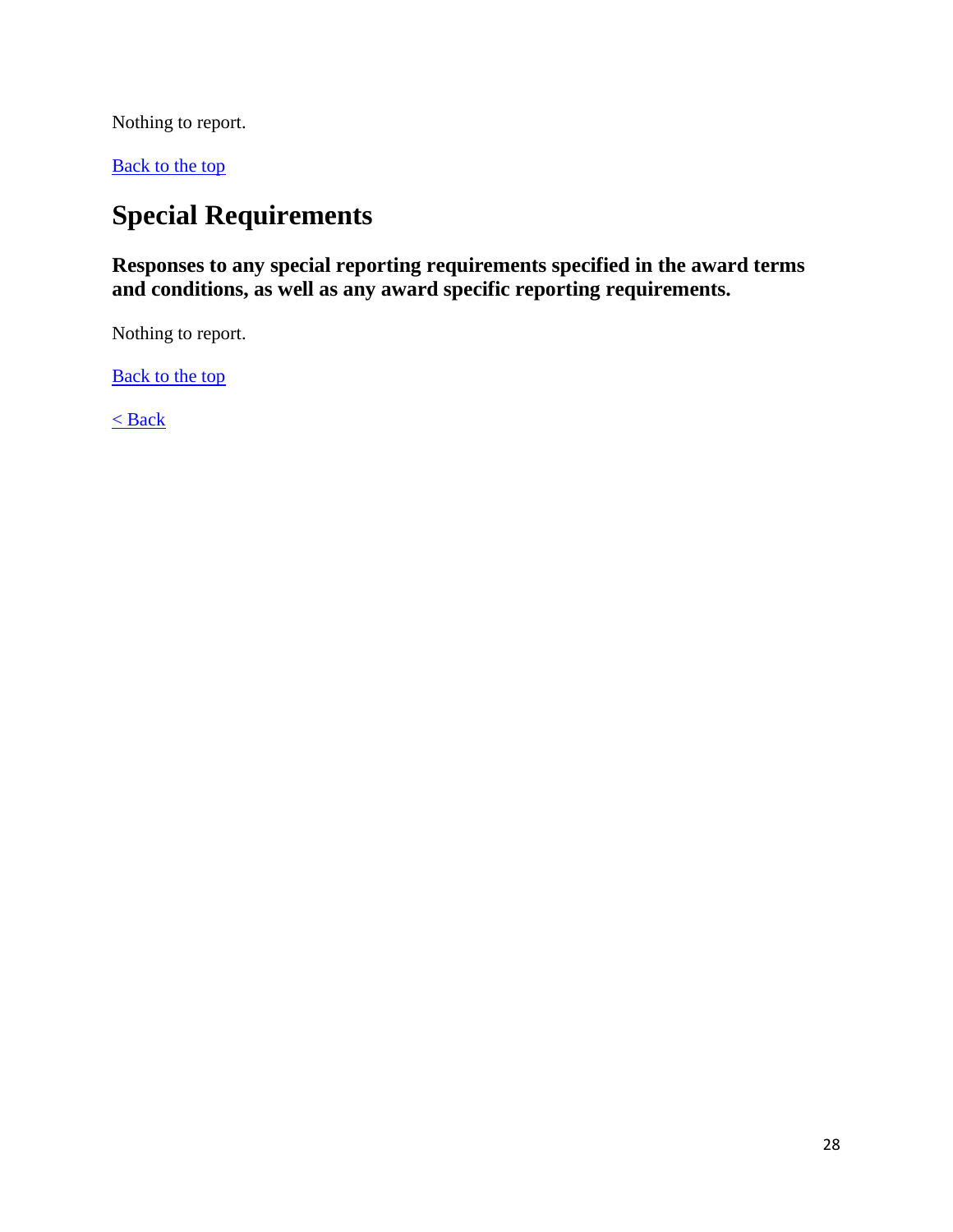Nothing to report.

[Back to the top]

## Special Requirements

**Responses to any special reporting requirements specified in the award terms and conditions, as well as any award specific reporting requirements.**

Nothing to report.

[Back to the top]

[< Back]